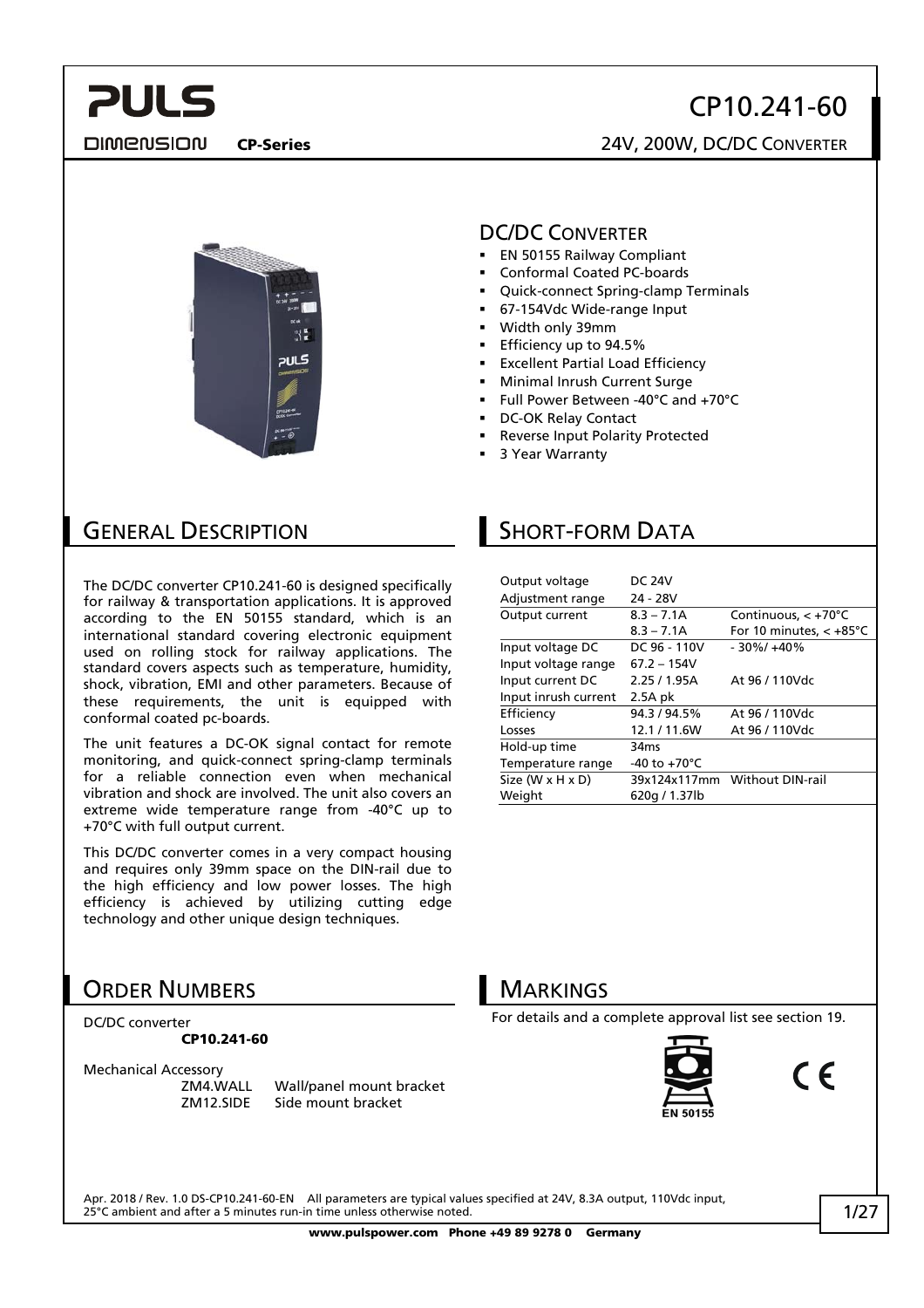# CP10.241-60

**CP-Series** 24V, 200W, DC/DC CONVERTER

## DC/DC CONVERTER

- EN 50155 Railway Compliant
- Conformal Coated PC-boards
- Quick-connect Spring-clamp Terminals
- 67-154Vdc Wide-range Input
- Width only 39mm
- Efficiency up to 94.5%
- Excellent Partial Load Efficiency
- Minimal Inrush Current Surge
- Full Power Between -40°C and +70°C
- DC-OK Relay Contact
- Reverse Input Polarity Protected
- 3 Year Warranty

## GENERAL DESCRIPTION

The DC/DC converter CP10.241-60 is designed specifically for railway & transportation applications. It is approved according to the EN 50155 standard, which is an international standard covering electronic equipment used on rolling stock for railway applications. The standard covers aspects such as temperature, humidity, shock, vibration, EMI and other parameters. Because of these requirements, the unit is equipped with conformal coated pc-boards.

The unit features a DC-OK signal contact for remote monitoring, and quick-connect spring-clamp terminals for a reliable connection even when mechanical vibration and shock are involved. The unit also covers an extreme wide temperature range from -40°C up to +70°C with full output current.

This DC/DC converter comes in a very compact housing and requires only 39mm space on the DIN-rail due to the high efficiency and low power losses. The high efficiency is achieved by utilizing cutting edge technology and other unique design techniques.

## SHORT-FORM DATA

| | | |
|---|---|---|
| Output voltage | DC 24V | |
| Adjustment range | 24 - 28V | |
| Output current | 8.3 – 7.1A | Continuous, < +70°C |
| | 8.3 – 7.1A | For 10 minutes, < +85°C |
| Input voltage DC | DC 96 - 110V | - 30%/ +40% |
| Input voltage range | 67.2 – 154V | |
| Input current DC | 2.25 / 1.95A | At 96 / 110Vdc |
| Input inrush current | 2.5A pk | |
| Efficiency | 94.3 / 94.5% | At 96 / 110Vdc |
| Losses | 12.1 / 11.6W | At 96 / 110Vdc |
| Hold-up time | 34ms | |
| Temperature range | -40 to +70°C | |
| Size (W x H x D) | 39x124x117mm | Without DIN-rail |
| Weight | 620g / 1.37lb | |

## ORDER NUMBERS

DC/DC converter
**CP10.241-60**

Mechanical Accessory

| | |
|---|---|
| ZM4.WALL | Wall/panel mount bracket |
| ZM12.SIDE | Side mount bracket |

## MARKINGS

For details and a complete approval list see section 19.

EN 50155

CE

Apr. 2018 / Rev. 1.0 DS-CP10.241-60-EN All parameters are typical values specified at 24V, 8.3A output, 110Vdc input, 25°C ambient and after a 5 minutes run-in time unless otherwise noted.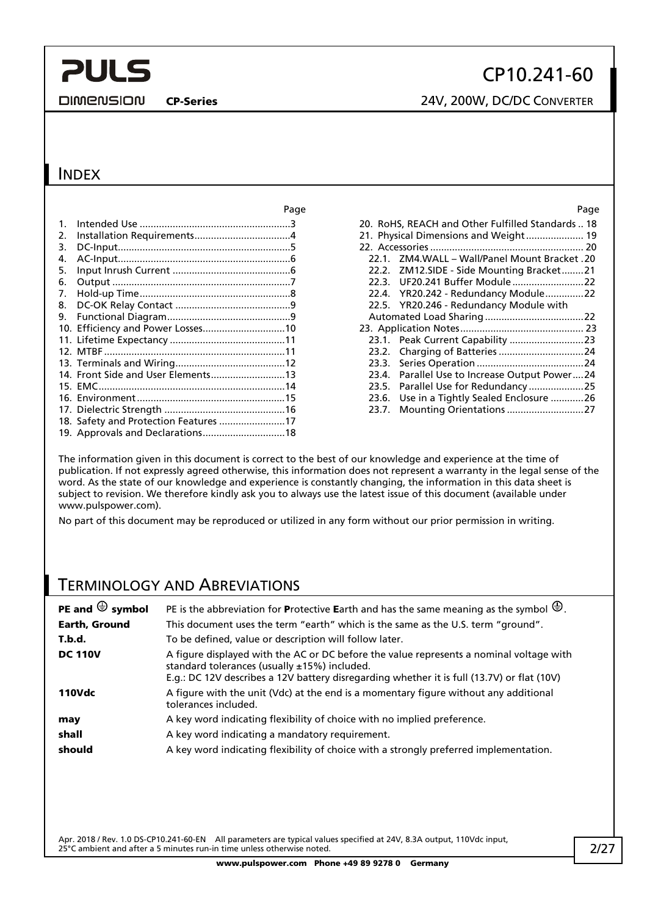## INDEX

| | Page |
|---|---|
| 1. Intended Use | 3 |
| 2. Installation Requirements | 4 |
| 3. DC-Input | 5 |
| 4. AC-Input | 6 |
| 5. Input Inrush Current | 6 |
| 6. Output | 7 |
| 7. Hold-up Time | 8 |
| 8. DC-OK Relay Contact | 9 |
| 9. Functional Diagram | 9 |
| 10. Efficiency and Power Losses | 10 |
| 11. Lifetime Expectancy | 11 |
| 12. MTBF | 11 |
| 13. Terminals and Wiring | 12 |
| 14. Front Side and User Elements | 13 |
| 15. EMC | 14 |
| 16. Environment | 15 |
| 17. Dielectric Strength | 16 |
| 18. Safety and Protection Features | 17 |
| 19. Approvals and Declarations | 18 |
| 20. RoHS, REACH and Other Fulfilled Standards | 18 |
| 21. Physical Dimensions and Weight | 19 |
| 22. Accessories | 20 |
| 22.1. ZM4.WALL – Wall/Panel Mount Bracket | 20 |
| 22.2. ZM12.SIDE - Side Mounting Bracket | 21 |
| 22.3. UF20.241 Buffer Module | 22 |
| 22.4. YR20.242 - Redundancy Module | 22 |
| 22.5. YR20.246 - Redundancy Module with Automated Load Sharing | 22 |
| 23. Application Notes | 23 |
| 23.1. Peak Current Capability | 23 |
| 23.2. Charging of Batteries | 24 |
| 23.3. Series Operation | 24 |
| 23.4. Parallel Use to Increase Output Power | 24 |
| 23.5. Parallel Use for Redundancy | 25 |
| 23.6. Use in a Tightly Sealed Enclosure | 26 |
| 23.7. Mounting Orientations | 27 |

The information given in this document is correct to the best of our knowledge and experience at the time of publication. If not expressly agreed otherwise, this information does not represent a warranty in the legal sense of the word. As the state of our knowledge and experience is constantly changing, the information in this data sheet is subject to revision. We therefore kindly ask you to always use the latest issue of this document (available under www.pulspower.com).

No part of this document may be reproduced or utilized in any form without our prior permission in writing.

## TERMINOLOGY AND ABREVIATIONS

| | |
|---|---|
| **PE and ⏚ symbol** | PE is the abbreviation for **P**rotective **E**arth and has the same meaning as the symbol ⏚. |
| **Earth, Ground** | This document uses the term "earth" which is the same as the U.S. term "ground". |
| **T.b.d.** | To be defined, value or description will follow later. |
| **DC 110V** | A figure displayed with the AC or DC before the value represents a nominal voltage with standard tolerances (usually ±15%) included. E.g.: DC 12V describes a 12V battery disregarding whether it is full (13.7V) or flat (10V) |
| **110Vdc** | A figure with the unit (Vdc) at the end is a momentary figure without any additional tolerances included. |
| **may** | A key word indicating flexibility of choice with no implied preference. |
| **shall** | A key word indicating a mandatory requirement. |
| **should** | A key word indicating flexibility of choice with a strongly preferred implementation. |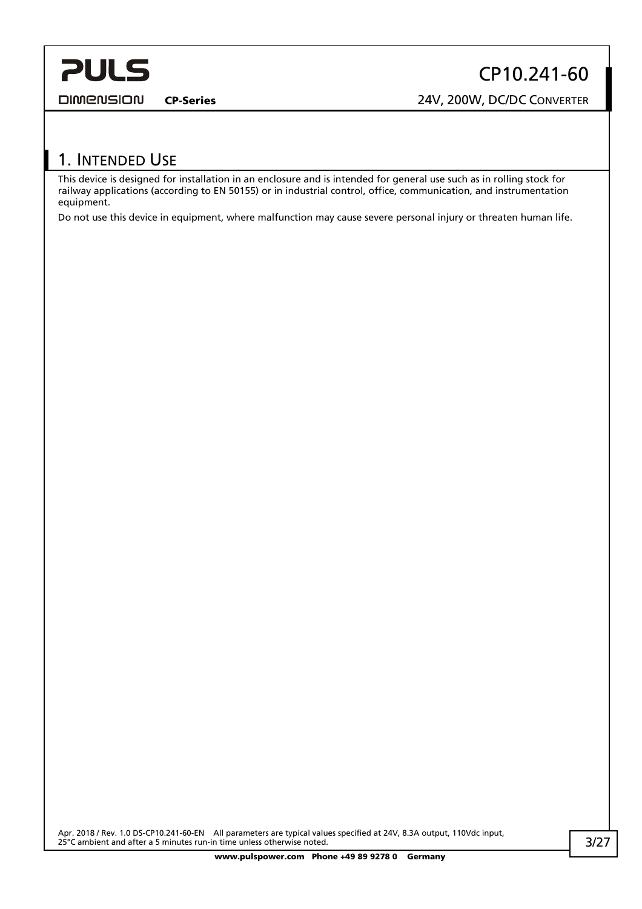## 1. Intended Use

This device is designed for installation in an enclosure and is intended for general use such as in rolling stock for railway applications (according to EN 50155) or in industrial control, office, communication, and instrumentation equipment.

Do not use this device in equipment, where malfunction may cause severe personal injury or threaten human life.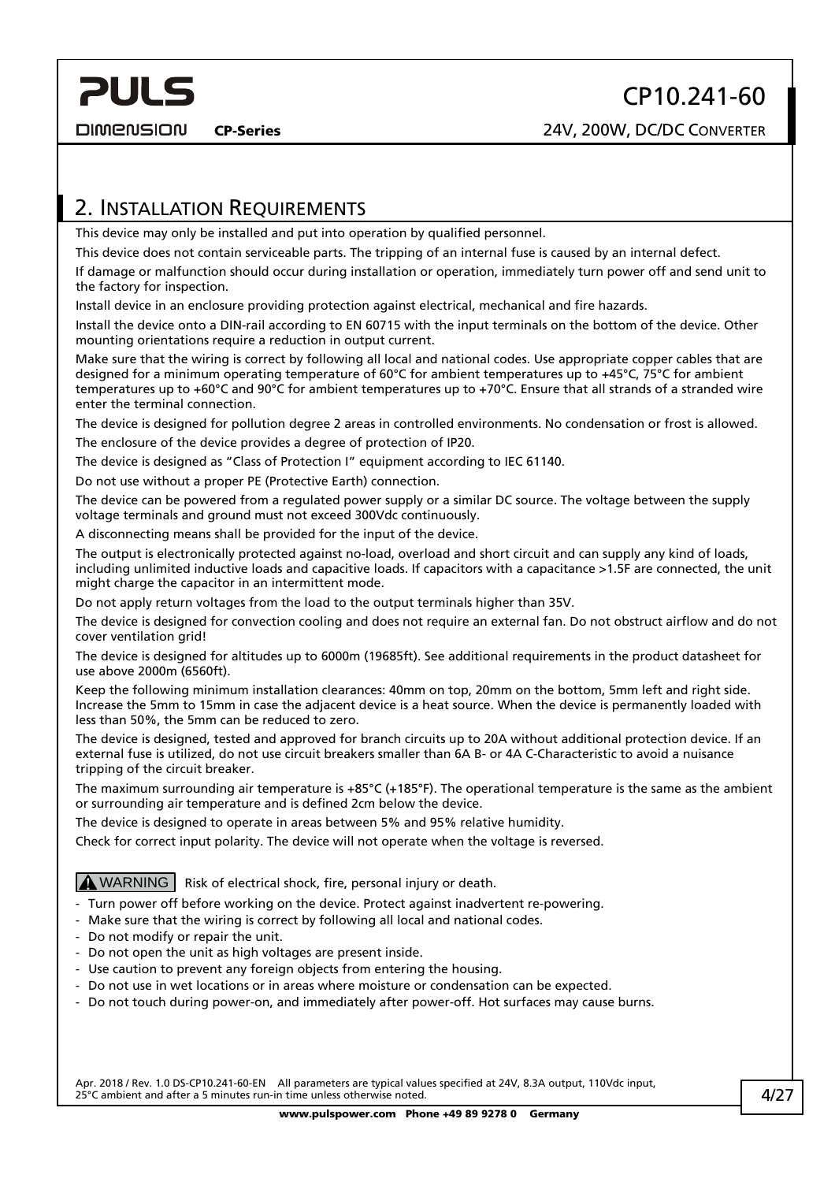## 2. Installation Requirements

This device may only be installed and put into operation by qualified personnel.

This device does not contain serviceable parts. The tripping of an internal fuse is caused by an internal defect.

If damage or malfunction should occur during installation or operation, immediately turn power off and send unit to the factory for inspection.

Install device in an enclosure providing protection against electrical, mechanical and fire hazards.

Install the device onto a DIN-rail according to EN 60715 with the input terminals on the bottom of the device. Other mounting orientations require a reduction in output current.

Make sure that the wiring is correct by following all local and national codes. Use appropriate copper cables that are designed for a minimum operating temperature of 60°C for ambient temperatures up to +45°C, 75°C for ambient temperatures up to +60°C and 90°C for ambient temperatures up to +70°C. Ensure that all strands of a stranded wire enter the terminal connection.

The device is designed for pollution degree 2 areas in controlled environments. No condensation or frost is allowed.

The enclosure of the device provides a degree of protection of IP20.

The device is designed as “Class of Protection I” equipment according to IEC 61140.

Do not use without a proper PE (Protective Earth) connection.

The device can be powered from a regulated power supply or a similar DC source. The voltage between the supply voltage terminals and ground must not exceed 300Vdc continuously.

A disconnecting means shall be provided for the input of the device.

The output is electronically protected against no-load, overload and short circuit and can supply any kind of loads, including unlimited inductive loads and capacitive loads. If capacitors with a capacitance >1.5F are connected, the unit might charge the capacitor in an intermittent mode.

Do not apply return voltages from the load to the output terminals higher than 35V.

The device is designed for convection cooling and does not require an external fan. Do not obstruct airflow and do not cover ventilation grid!

The device is designed for altitudes up to 6000m (19685ft). See additional requirements in the product datasheet for use above 2000m (6560ft).

Keep the following minimum installation clearances: 40mm on top, 20mm on the bottom, 5mm left and right side. Increase the 5mm to 15mm in case the adjacent device is a heat source. When the device is permanently loaded with less than 50%, the 5mm can be reduced to zero.

The device is designed, tested and approved for branch circuits up to 20A without additional protection device. If an external fuse is utilized, do not use circuit breakers smaller than 6A B- or 4A C-Characteristic to avoid a nuisance tripping of the circuit breaker.

The maximum surrounding air temperature is +85°C (+185°F). The operational temperature is the same as the ambient or surrounding air temperature and is defined 2cm below the device.

The device is designed to operate in areas between 5% and 95% relative humidity.

Check for correct input polarity. The device will not operate when the voltage is reversed.

**⚠ WARNING** Risk of electrical shock, fire, personal injury or death.

- Turn power off before working on the device. Protect against inadvertent re-powering.
- Make sure that the wiring is correct by following all local and national codes.
- Do not modify or repair the unit.
- Do not open the unit as high voltages are present inside.
- Use caution to prevent any foreign objects from entering the housing.
- Do not use in wet locations or in areas where moisture or condensation can be expected.
- Do not touch during power-on, and immediately after power-off. Hot surfaces may cause burns.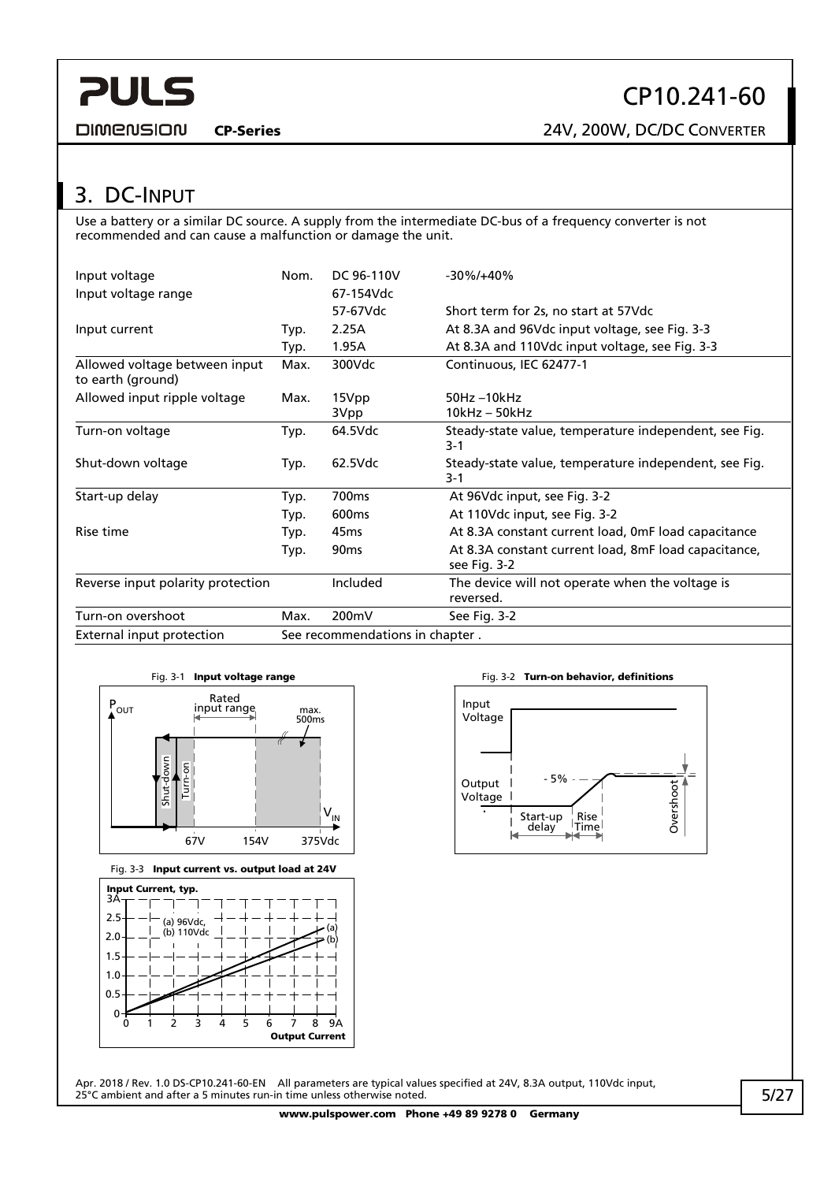# 3. DC-Input

Use a battery or a similar DC source. A supply from the intermediate DC-bus of a frequency converter is not recommended and can cause a malfunction or damage the unit.

| | | | |
|---|---|---|---|
| Input voltage | Nom. | DC 96-110V | -30%/+40% |
| Input voltage range | | 67-154Vdc | |
| | | 57-67Vdc | Short term for 2s, no start at 57Vdc |
| Input current | Typ. | 2.25A | At 8.3A and 96Vdc input voltage, see Fig. 3-3 |
| | Typ. | 1.95A | At 8.3A and 110Vdc input voltage, see Fig. 3-3 |
| Allowed voltage between input to earth (ground) | Max. | 300Vdc | Continuous, IEC 62477-1 |
| Allowed input ripple voltage | Max. | 15Vpp<br>3Vpp | 50Hz –10kHz<br>10kHz – 50kHz |
| Turn-on voltage | Typ. | 64.5Vdc | Steady-state value, temperature independent, see Fig. 3-1 |
| Shut-down voltage | Typ. | 62.5Vdc | Steady-state value, temperature independent, see Fig. 3-1 |
| Start-up delay | Typ. | 700ms | At 96Vdc input, see Fig. 3-2 |
| | Typ. | 600ms | At 110Vdc input, see Fig. 3-2 |
| Rise time | Typ. | 45ms | At 8.3A constant current load, 0mF load capacitance |
| | Typ. | 90ms | At 8.3A constant current load, 8mF load capacitance, see Fig. 3-2 |
| Reverse input polarity protection | | Included | The device will not operate when the voltage is reversed. |
| Turn-on overshoot | Max. | 200mV | See Fig. 3-2 |
| External input protection | See recommendations in chapter . | | |

Fig. 3-1 **Input voltage range**

Fig. 3-2 **Turn-on behavior, definitions**

Fig. 3-3 **Input current vs. output load at 24V**

Apr. 2018 / Rev. 1.0 DS-CP10.241-60-EN All parameters are typical values specified at 24V, 8.3A output, 110Vdc input, 25°C ambient and after a 5 minutes run-in time unless otherwise noted.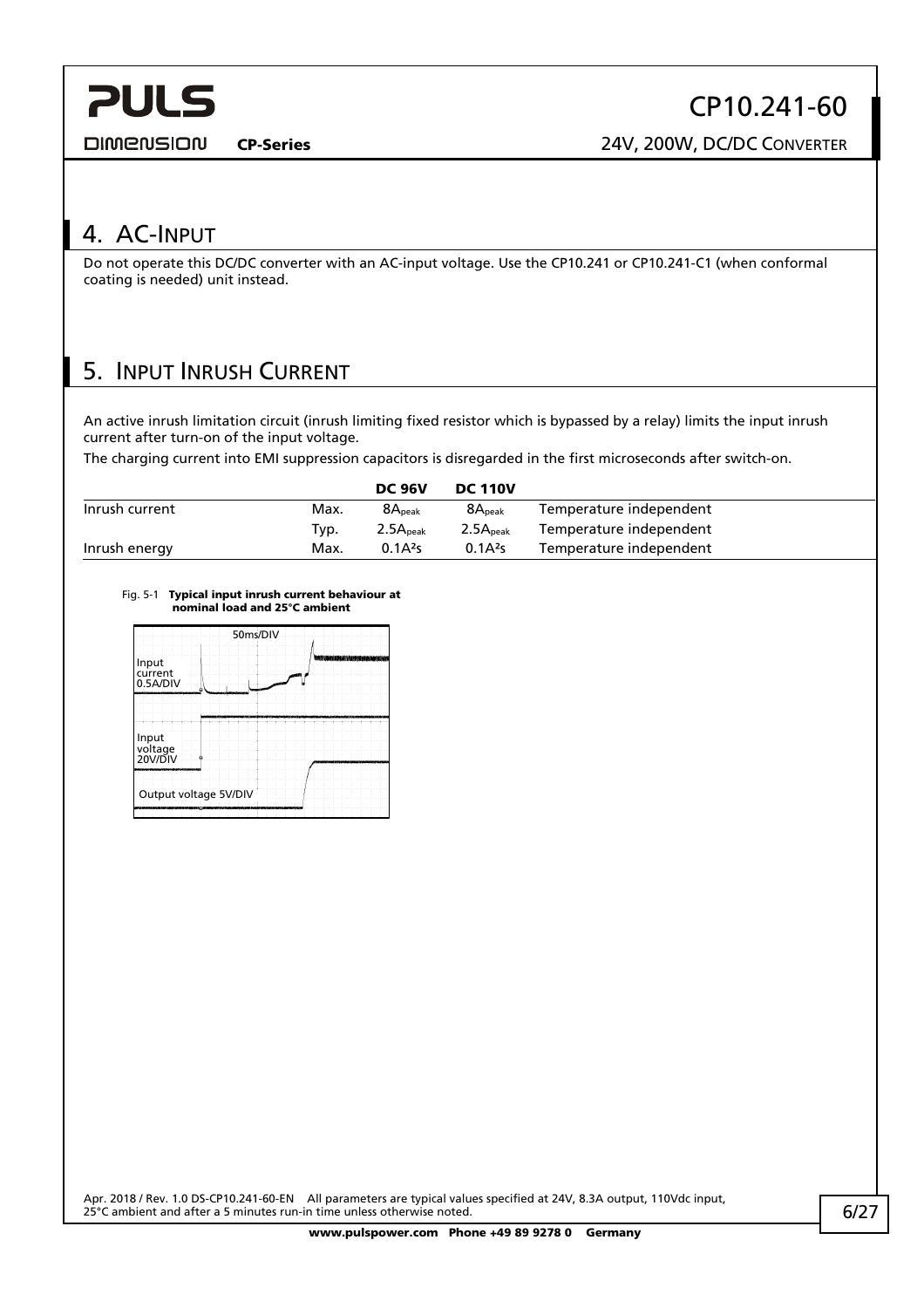## 4. AC-Input

Do not operate this DC/DC converter with an AC-input voltage. Use the CP10.241 or CP10.241-C1 (when conformal coating is needed) unit instead.

## 5. Input Inrush Current

An active inrush limitation circuit (inrush limiting fixed resistor which is bypassed by a relay) limits the input inrush current after turn-on of the input voltage.

The charging current into EMI suppression capacitors is disregarded in the first microseconds after switch-on.

| | | DC 96V | DC 110V | |
|---|---|---|---|---|
| Inrush current | Max. | $8A_{peak}$ | $8A_{peak}$ | Temperature independent |
| | Typ. | $2.5A_{peak}$ | $2.5A_{peak}$ | Temperature independent |
| Inrush energy | Max. | $0.1A^2s$ | $0.1A^2s$ | Temperature independent |

Fig. 5-1 **Typical input inrush current behaviour at nominal load and 25°C ambient**

50ms/DIV

Input current 0.5A/DIV

Input voltage 20V/DIV

Output voltage 5V/DIV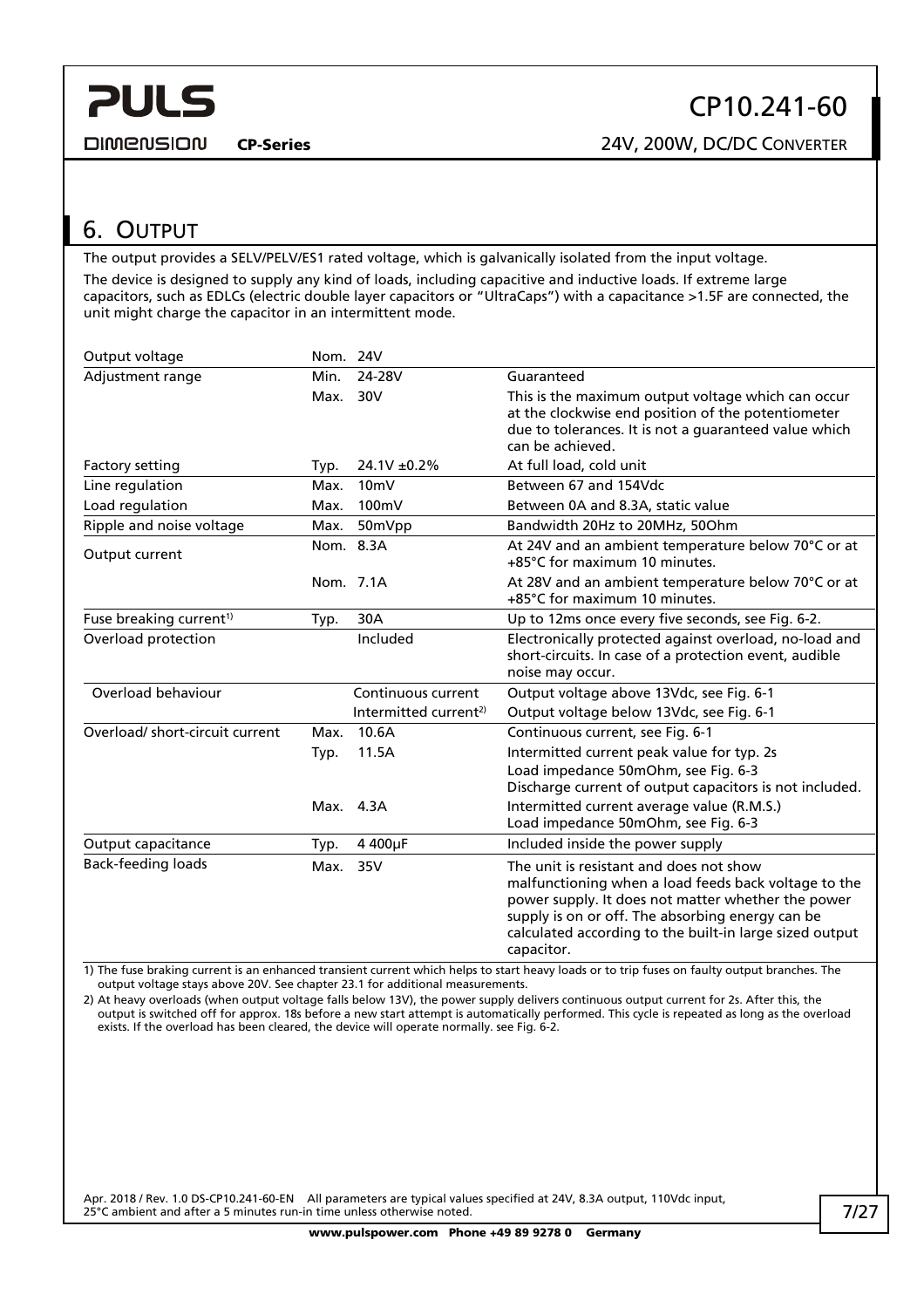## 6. Output

The output provides a SELV/PELV/ES1 rated voltage, which is galvanically isolated from the input voltage.

The device is designed to supply any kind of loads, including capacitive and inductive loads. If extreme large capacitors, such as EDLCs (electric double layer capacitors or "UltraCaps") with a capacitance >1.5F are connected, the unit might charge the capacitor in an intermittent mode.

| | | | |
|---|---|---|---|
| Output voltage | Nom. | 24V | |
| Adjustment range | Min. | 24-28V | Guaranteed |
| | Max. | 30V | This is the maximum output voltage which can occur at the clockwise end position of the potentiometer due to tolerances. It is not a guaranteed value which can be achieved. |
| Factory setting | Typ. | 24.1V ±0.2% | At full load, cold unit |
| Line regulation | Max. | 10mV | Between 67 and 154Vdc |
| Load regulation | Max. | 100mV | Between 0A and 8.3A, static value |
| Ripple and noise voltage | Max. | 50mVpp | Bandwidth 20Hz to 20MHz, 50Ohm |
| Output current | Nom. | 8.3A | At 24V and an ambient temperature below 70°C or at +85°C for maximum 10 minutes. |
| | Nom. | 7.1A | At 28V and an ambient temperature below 70°C or at +85°C for maximum 10 minutes. |
| Fuse breaking current[1)] | Typ. | 30A | Up to 12ms once every five seconds, see Fig. 6-2. |
| Overload protection | | Included | Electronically protected against overload, no-load and short-circuits. In case of a protection event, audible noise may occur. |
| Overload behaviour | | Continuous current | Output voltage above 13Vdc, see Fig. 6-1 |
| | | Intermitted current[2)] | Output voltage below 13Vdc, see Fig. 6-1 |
| Overload/ short-circuit current | Max. | 10.6A | Continuous current, see Fig. 6-1 |
| | Typ. | 11.5A | Intermitted current peak value for typ. 2s<br>Load impedance 50mOhm, see Fig. 6-3<br>Discharge current of output capacitors is not included. |
| | Max. | 4.3A | Intermitted current average value (R.M.S.)<br>Load impedance 50mOhm, see Fig. 6-3 |
| Output capacitance | Typ. | 4 400µF | Included inside the power supply |
| Back-feeding loads | Max. | 35V | The unit is resistant and does not show malfunctioning when a load feeds back voltage to the power supply. It does not matter whether the power supply is on or off. The absorbing energy can be calculated according to the built-in large sized output capacitor. |

1) The fuse braking current is an enhanced transient current which helps to start heavy loads or to trip fuses on faulty output branches. The output voltage stays above 20V. See chapter 23.1 for additional measurements.

2) At heavy overloads (when output voltage falls below 13V), the power supply delivers continuous output current for 2s. After this, the output is switched off for approx. 18s before a new start attempt is automatically performed. This cycle is repeated as long as the overload exists. If the overload has been cleared, the device will operate normally. see Fig. 6-2.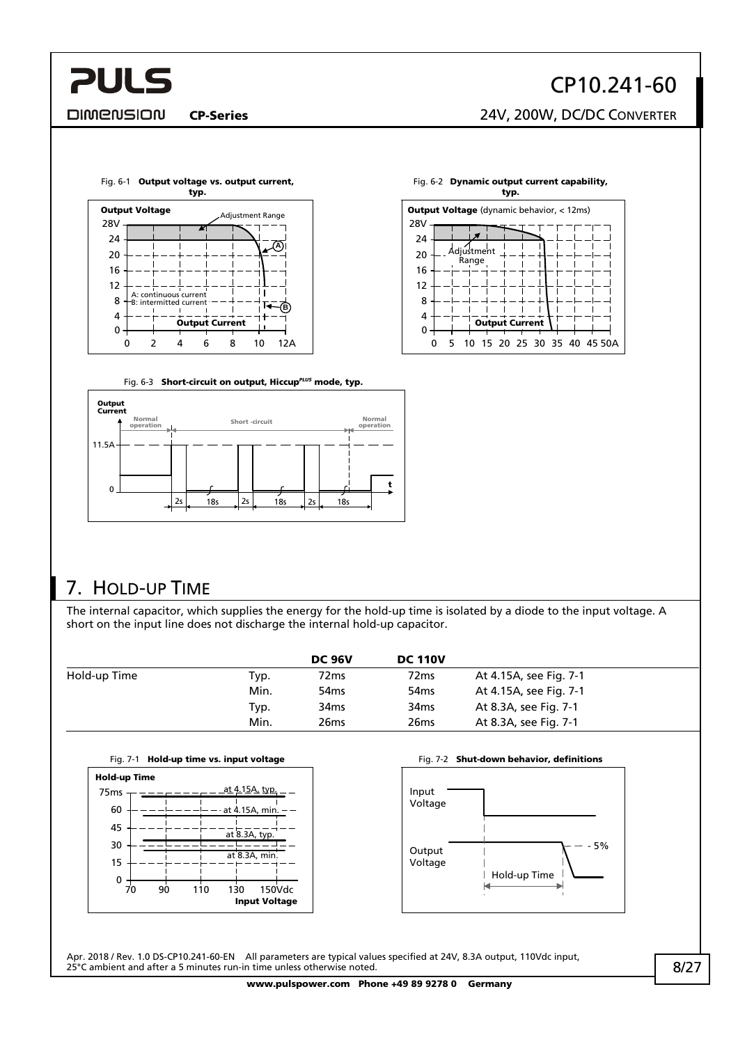Fig. 6-1 **Output voltage vs. output current, typ.**

Fig. 6-2 **Dynamic output current capability, typ.**

Fig. 6-3 **Short-circuit on output, Hiccup**[PLUS] **mode, typ.**

## 7. Hold-up Time

The internal capacitor, which supplies the energy for the hold-up time is isolated by a diode to the input voltage. A short on the input line does not discharge the internal hold-up capacitor.

| | | DC 96V | DC 110V | |
|---|---|---|---|---|
| Hold-up Time | Typ. | 72ms | 72ms | At 4.15A, see Fig. 7-1 |
| | Min. | 54ms | 54ms | At 4.15A, see Fig. 7-1 |
| | Typ. | 34ms | 34ms | At 8.3A, see Fig. 7-1 |
| | Min. | 26ms | 26ms | At 8.3A, see Fig. 7-1 |

Fig. 7-1 **Hold-up time vs. input voltage**

Fig. 7-2 **Shut-down behavior, definitions**

Apr. 2018 / Rev. 1.0 DS-CP10.241-60-EN All parameters are typical values specified at 24V, 8.3A output, 110Vdc input, 25°C ambient and after a 5 minutes run-in time unless otherwise noted.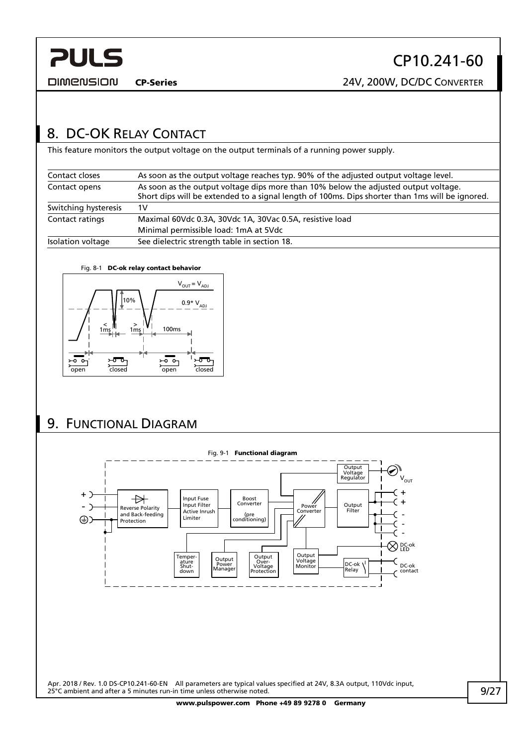## 8. DC-OK Relay Contact

This feature monitors the output voltage on the output terminals of a running power supply.

| | |
|---|---|
| Contact closes | As soon as the output voltage reaches typ. 90% of the adjusted output voltage level. |
| Contact opens | As soon as the output voltage dips more than 10% below the adjusted output voltage. Short dips will be extended to a signal length of 100ms. Dips shorter than 1ms will be ignored. |
| Switching hysteresis | 1V |
| Contact ratings | Maximal 60Vdc 0.3A, 30Vdc 1A, 30Vac 0.5A, resistive load<br>Minimal permissible load: 1mA at 5Vdc |
| Isolation voltage | See dielectric strength table in section 18. |

Fig. 8-1 **DC-ok relay contact behavior**

## 9. Functional Diagram

Fig. 9-1 **Functional diagram**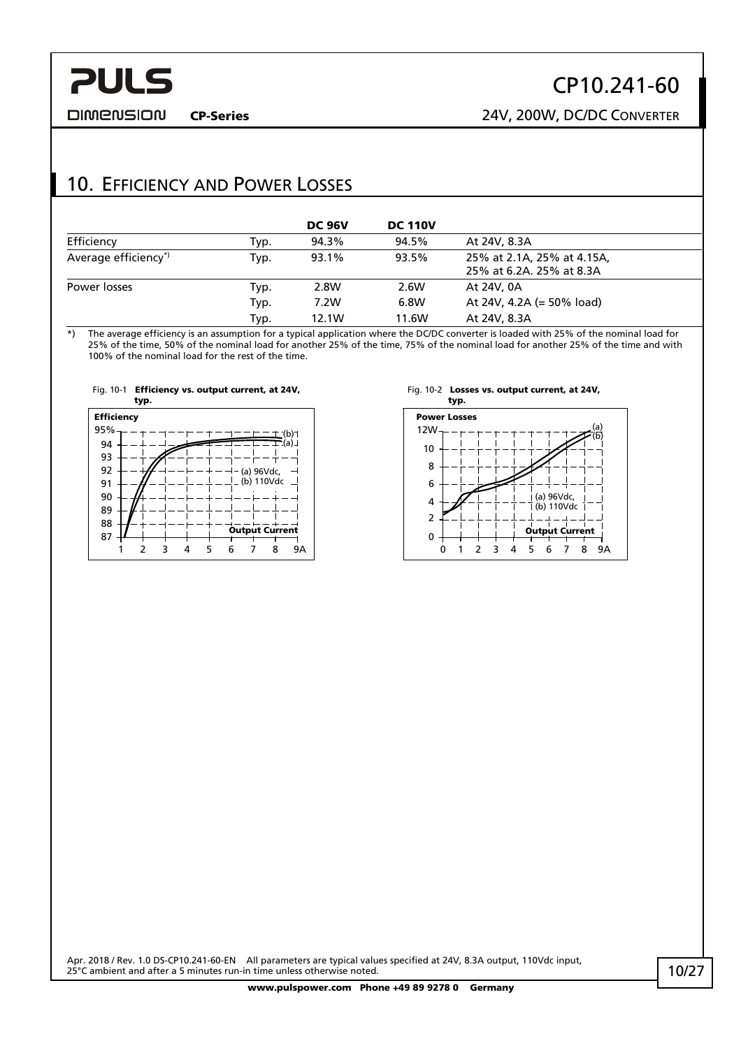## 10. Efficiency and Power Losses

| | | DC 96V | DC 110V | |
|---|---|---|---|---|
| Efficiency | Typ. | 94.3% | 94.5% | At 24V, 8.3A |
| Average efficiency*) | Typ. | 93.1% | 93.5% | 25% at 2.1A, 25% at 4.15A, 25% at 6.2A. 25% at 8.3A |
| Power losses | Typ. | 2.8W | 2.6W | At 24V, 0A |
| | Typ. | 7.2W | 6.8W | At 24V, 4.2A (= 50% load) |
| | Typ. | 12.1W | 11.6W | At 24V, 8.3A |

*) The average efficiency is an assumption for a typical application where the DC/DC converter is loaded with 25% of the nominal load for 25% of the time, 50% of the nominal load for another 25% of the time, 75% of the nominal load for another 25% of the time and with 100% of the nominal load for the rest of the time.

Fig. 10-1 **Efficiency vs. output current, at 24V, typ.**

Fig. 10-2 **Losses vs. output current, at 24V, typ.**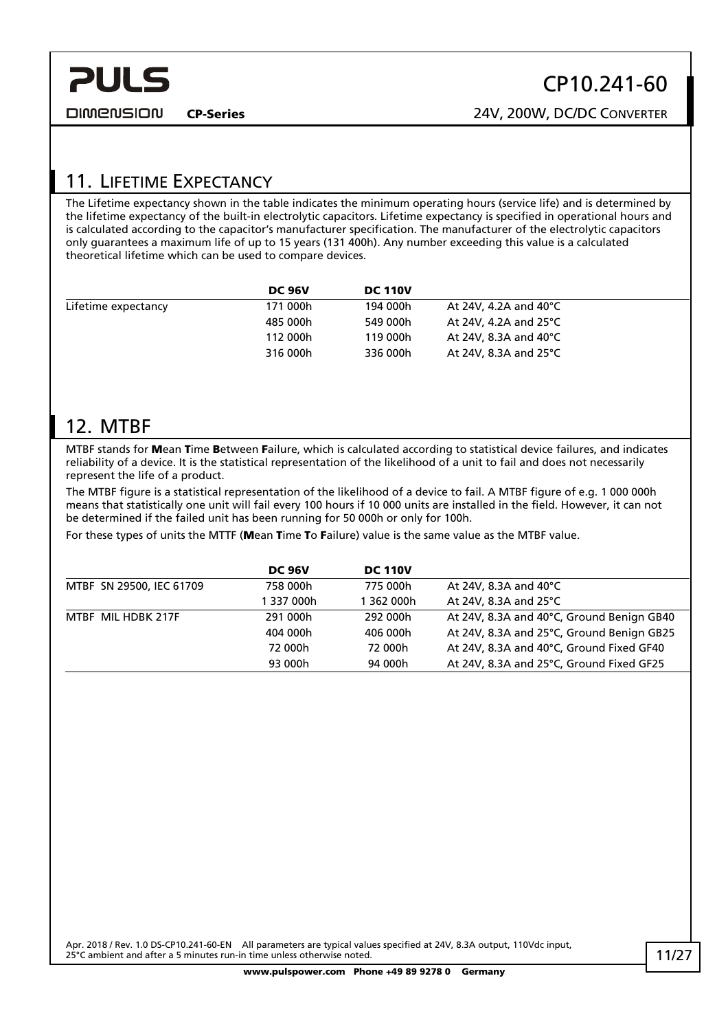## 11. Lifetime Expectancy

The Lifetime expectancy shown in the table indicates the minimum operating hours (service life) and is determined by the lifetime expectancy of the built-in electrolytic capacitors. Lifetime expectancy is specified in operational hours and is calculated according to the capacitor's manufacturer specification. The manufacturer of the electrolytic capacitors only guarantees a maximum life of up to 15 years (131 400h). Any number exceeding this value is a calculated theoretical lifetime which can be used to compare devices.

| | **DC 96V** | **DC 110V** | |
|---|---|---|---|
| Lifetime expectancy | 171 000h | 194 000h | At 24V, 4.2A and 40°C |
| | 485 000h | 549 000h | At 24V, 4.2A and 25°C |
| | 112 000h | 119 000h | At 24V, 8.3A and 40°C |
| | 316 000h | 336 000h | At 24V, 8.3A and 25°C |

## 12. MTBF

MTBF stands for **M**ean **T**ime **B**etween **F**ailure, which is calculated according to statistical device failures, and indicates reliability of a device. It is the statistical representation of the likelihood of a unit to fail and does not necessarily represent the life of a product.

The MTBF figure is a statistical representation of the likelihood of a device to fail. A MTBF figure of e.g. 1 000 000h means that statistically one unit will fail every 100 hours if 10 000 units are installed in the field. However, it can not be determined if the failed unit has been running for 50 000h or only for 100h.

For these types of units the MTTF (**M**ean **T**ime **T**o **F**ailure) value is the same value as the MTBF value.

| | **DC 96V** | **DC 110V** | |
|---|---|---|---|
| MTBF SN 29500, IEC 61709 | 758 000h | 775 000h | At 24V, 8.3A and 40°C |
| | 1 337 000h | 1 362 000h | At 24V, 8.3A and 25°C |
| MTBF MIL HDBK 217F | 291 000h | 292 000h | At 24V, 8.3A and 40°C, Ground Benign GB40 |
| | 404 000h | 406 000h | At 24V, 8.3A and 25°C, Ground Benign GB25 |
| | 72 000h | 72 000h | At 24V, 8.3A and 40°C, Ground Fixed GF40 |
| | 93 000h | 94 000h | At 24V, 8.3A and 25°C, Ground Fixed GF25 |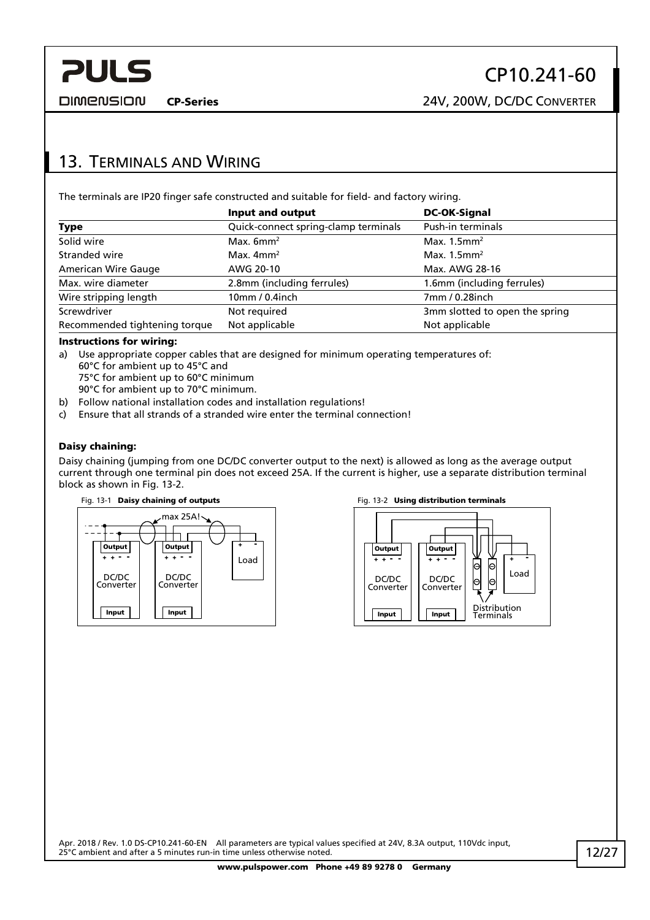## 13. Terminals and Wiring

The terminals are IP20 finger safe constructed and suitable for field- and factory wiring.

| | **Input and output** | **DC-OK-Signal** |
|---|---|---|
| **Type** | Quick-connect spring-clamp terminals | Push-in terminals |
| Solid wire | Max. 6mm² | Max. 1.5mm² |
| Stranded wire | Max. 4mm² | Max. 1.5mm² |
| American Wire Gauge | AWG 20-10 | Max. AWG 28-16 |
| Max. wire diameter | 2.8mm (including ferrules) | 1.6mm (including ferrules) |
| Wire stripping length | 10mm / 0.4inch | 7mm / 0.28inch |
| Screwdriver | Not required | 3mm slotted to open the spring |
| Recommended tightening torque | Not applicable | Not applicable |

**Instructions for wiring:**

a) Use appropriate copper cables that are designed for minimum operating temperatures of:
60°C for ambient up to 45°C and
75°C for ambient up to 60°C minimum
90°C for ambient up to 70°C minimum.

b) Follow national installation codes and installation regulations!

c) Ensure that all strands of a stranded wire enter the terminal connection!

**Daisy chaining:**

Daisy chaining (jumping from one DC/DC converter output to the next) is allowed as long as the average output current through one terminal pin does not exceed 25A. If the current is higher, use a separate distribution terminal block as shown in Fig. 13-2.

Fig. 13-1 **Daisy chaining of outputs**

Fig. 13-2 **Using distribution terminals**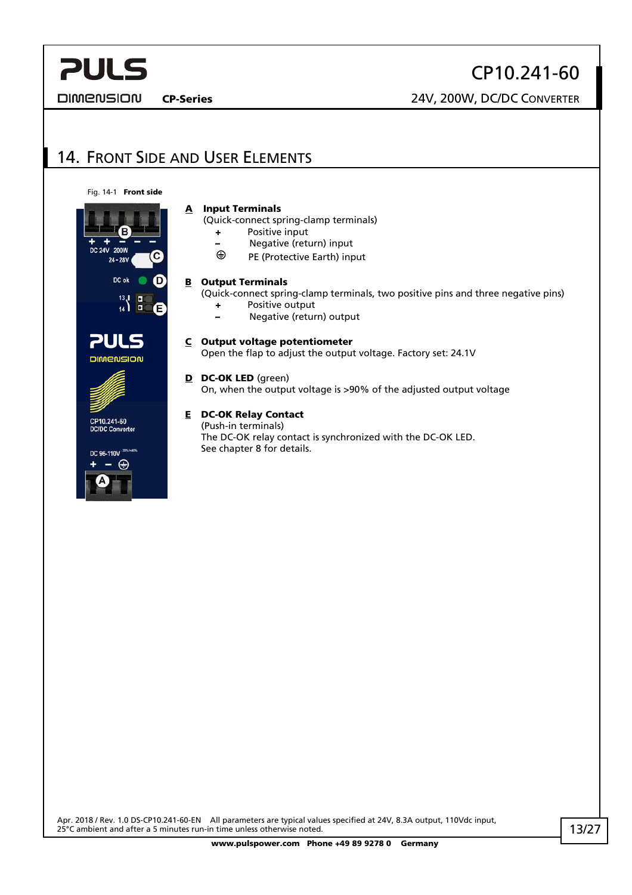## 14. Front Side and User Elements

Fig. 14-1 **Front side**

**A** **Input Terminals**
(Quick-connect spring-clamp terminals)
- **+** Positive input
- **–** Negative (return) input
- ⊕ PE (Protective Earth) input

**B** **Output Terminals**
(Quick-connect spring-clamp terminals, two positive pins and three negative pins)
- **+** Positive output
- **–** Negative (return) output

**C** **Output voltage potentiometer**
Open the flap to adjust the output voltage. Factory set: 24.1V

**D** **DC-OK LED** (green)
On, when the output voltage is >90% of the adjusted output voltage

**E** **DC-OK Relay Contact**
(Push-in terminals)
The DC-OK relay contact is synchronized with the DC-OK LED.
See chapter 8 for details.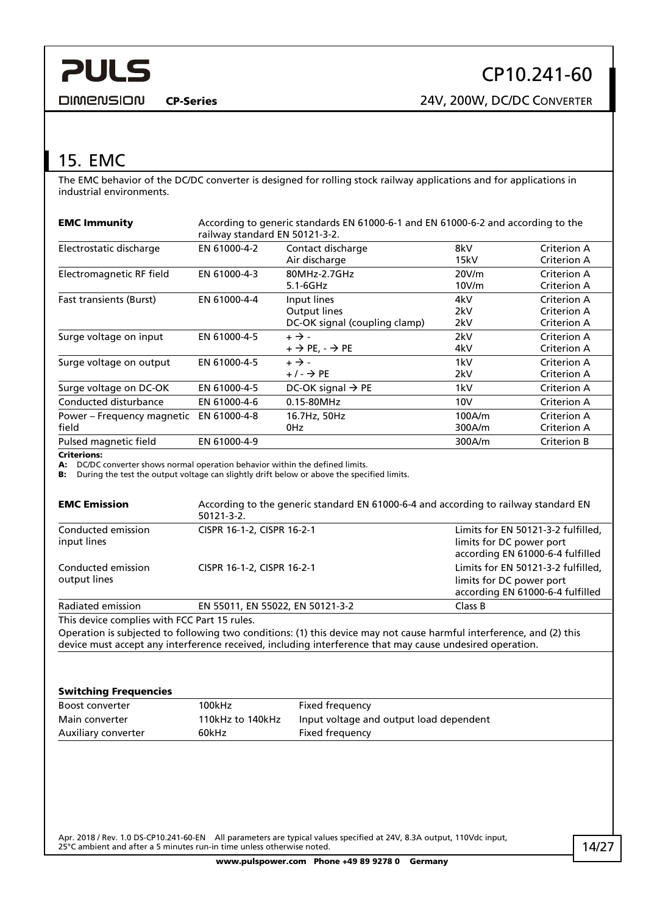# 15. EMC

The EMC behavior of the DC/DC converter is designed for rolling stock railway applications and for applications in industrial environments.

| **EMC Immunity** | According to generic standards EN 61000-6-1 and EN 61000-6-2 and according to the railway standard EN 50121-3-2. | | | |
|---|---|---|---|---|
| Electrostatic discharge | EN 61000-4-2 | Contact discharge<br>Air discharge | 8kV<br>15kV | Criterion A<br>Criterion A |
| Electromagnetic RF field | EN 61000-4-3 | 80MHz-2.7GHz<br>5.1-6GHz | 20V/m<br>10V/m | Criterion A<br>Criterion A |
| Fast transients (Burst) | EN 61000-4-4 | Input lines<br>Output lines<br>DC-OK signal (coupling clamp) | 4kV<br>2kV<br>2kV | Criterion A<br>Criterion A<br>Criterion A |
| Surge voltage on input | EN 61000-4-5 | + → -<br>+ → PE, - → PE | 2kV<br>4kV | Criterion A<br>Criterion A |
| Surge voltage on output | EN 61000-4-5 | + → -<br>+ / - → PE | 1kV<br>2kV | Criterion A<br>Criterion A |
| Surge voltage on DC-OK | EN 61000-4-5 | DC-OK signal → PE | 1kV | Criterion A |
| Conducted disturbance | EN 61000-4-6 | 0.15-80MHz | 10V | Criterion A |
| Power – Frequency magnetic field | EN 61000-4-8 | 16.7Hz, 50Hz<br>0Hz | 100A/m<br>300A/m | Criterion A<br>Criterion A |
| Pulsed magnetic field | EN 61000-4-9 | | 300A/m | Criterion B |

**Criterions:**
**A:** DC/DC converter shows normal operation behavior within the defined limits.
**B:** During the test the output voltage can slightly drift below or above the specified limits.

| **EMC Emission** | According to the generic standard EN 61000-6-4 and according to railway standard EN 50121-3-2. | |
|---|---|---|
| Conducted emission input lines | CISPR 16-1-2, CISPR 16-2-1 | Limits for EN 50121-3-2 fulfilled, limits for DC power port according EN 61000-6-4 fulfilled |
| Conducted emission output lines | CISPR 16-1-2, CISPR 16-2-1 | Limits for EN 50121-3-2 fulfilled, limits for DC power port according EN 61000-6-4 fulfilled |
| Radiated emission | EN 55011, EN 55022, EN 50121-3-2 | Class B |

This device complies with FCC Part 15 rules.
Operation is subjected to following two conditions: (1) this device may not cause harmful interference, and (2) this device must accept any interference received, including interference that may cause undesired operation.

| **Switching Frequencies** | | |
|---|---|---|
| Boost converter | 100kHz | Fixed frequency |
| Main converter | 110kHz to 140kHz | Input voltage and output load dependent |
| Auxiliary converter | 60kHz | Fixed frequency |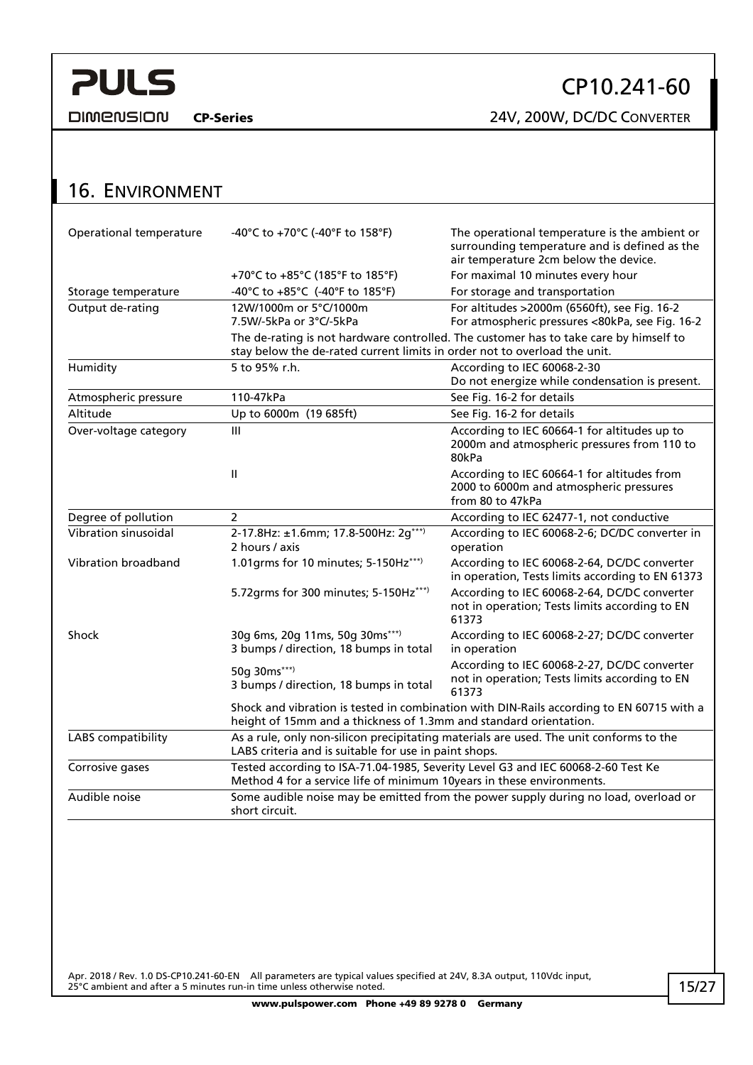## 16. Environment

| | | |
|---|---|---|
| Operational temperature | -40°C to +70°C (-40°F to 158°F) | The operational temperature is the ambient or surrounding temperature and is defined as the air temperature 2cm below the device. |
| | +70°C to +85°C (185°F to 185°F) | For maximal 10 minutes every hour |
| Storage temperature | -40°C to +85°C (-40°F to 185°F) | For storage and transportation |
| Output de-rating | 12W/1000m or 5°C/1000m<br>7.5W/-5kPa or 3°C/-5kPa | For altitudes >2000m (6560ft), see Fig. 16-2<br>For atmospheric pressures <80kPa, see Fig. 16-2 |
| | The de-rating is not hardware controlled. The customer has to take care by himself to stay below the de-rated current limits in order not to overload the unit. | |
| Humidity | 5 to 95% r.h. | According to IEC 60068-2-30<br>Do not energize while condensation is present. |
| Atmospheric pressure | 110-47kPa | See Fig. 16-2 for details |
| Altitude | Up to 6000m (19 685ft) | See Fig. 16-2 for details |
| Over-voltage category | III | According to IEC 60664-1 for altitudes up to 2000m and atmospheric pressures from 110 to 80kPa |
| | II | According to IEC 60664-1 for altitudes from 2000 to 6000m and atmospheric pressures from 80 to 47kPa |
| Degree of pollution | 2 | According to IEC 62477-1, not conductive |
| Vibration sinusoidal | 2-17.8Hz: ±1.6mm; 17.8-500Hz: 2g***)<br>2 hours / axis | According to IEC 60068-2-6; DC/DC converter in operation |
| Vibration broadband | 1.01grms for 10 minutes; 5-150Hz***) | According to IEC 60068-2-64, DC/DC converter in operation, Tests limits according to EN 61373 |
| | 5.72grms for 300 minutes; 5-150Hz***) | According to IEC 60068-2-64, DC/DC converter not in operation; Tests limits according to EN 61373 |
| Shock | 30g 6ms, 20g 11ms, 50g 30ms***)<br>3 bumps / direction, 18 bumps in total | According to IEC 60068-2-27; DC/DC converter in operation |
| | 50g 30ms***)<br>3 bumps / direction, 18 bumps in total | According to IEC 60068-2-27, DC/DC converter not in operation; Tests limits according to EN 61373 |
| | Shock and vibration is tested in combination with DIN-Rails according to EN 60715 with a height of 15mm and a thickness of 1.3mm and standard orientation. | |
| LABS compatibility | As a rule, only non-silicon precipitating materials are used. The unit conforms to the LABS criteria and is suitable for use in paint shops. | |
| Corrosive gases | Tested according to ISA-71.04-1985, Severity Level G3 and IEC 60068-2-60 Test Ke Method 4 for a service life of minimum 10years in these environments. | |
| Audible noise | Some audible noise may be emitted from the power supply during no load, overload or short circuit. | |

Apr. 2018 / Rev. 1.0 DS-CP10.241-60-EN All parameters are typical values specified at 24V, 8.3A output, 110Vdc input, 25°C ambient and after a 5 minutes run-in time unless otherwise noted.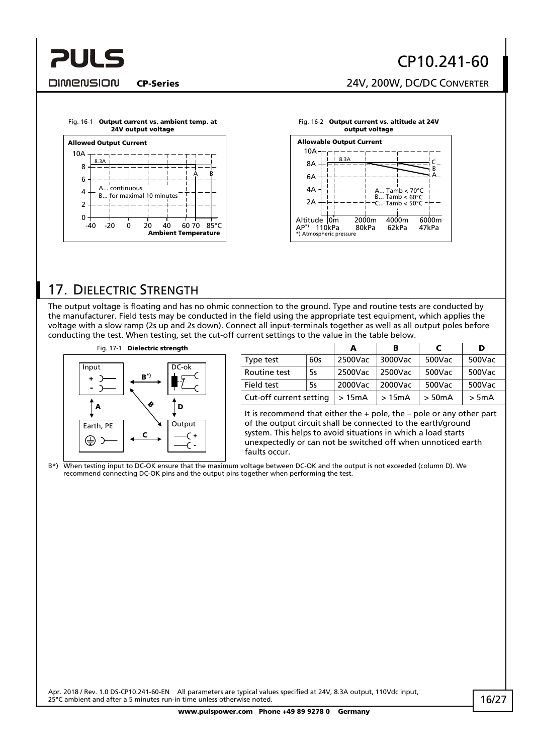Fig. 16-1 **Output current vs. ambient temp. at 24V output voltage**

Fig. 16-2 **Output current vs. altitude at 24V output voltage**

## 17. Dielectric Strength

The output voltage is floating and has no ohmic connection to the ground. Type and routine tests are conducted by the manufacturer. Field tests may be conducted in the field using the appropriate test equipment, which applies the voltage with a slow ramp (2s up and 2s down). Connect all input-terminals together as well as all output poles before conducting the test. When testing, set the cut-off current settings to the value in the table below.

Fig. 17-1 **Dielectric strength**

| | | A | B | C | D |
|---|---|---|---|---|---|
| Type test | 60s | 2500Vac | 3000Vac | 500Vac | 500Vac |
| Routine test | 5s | 2500Vac | 2500Vac | 500Vac | 500Vac |
| Field test | 5s | 2000Vac | 2000Vac | 500Vac | 500Vac |
| Cut-off current setting | | > 15mA | > 15mA | > 50mA | > 5mA |

It is recommend that either the + pole, the – pole or any other part of the output circuit shall be connected to the earth/ground system. This helps to avoid situations in which a load starts unexpectedly or can not be switched off when unnoticed earth faults occur.

B*) When testing input to DC-OK ensure that the maximum voltage between DC-OK and the output is not exceeded (column D). We recommend connecting DC-OK pins and the output pins together when performing the test.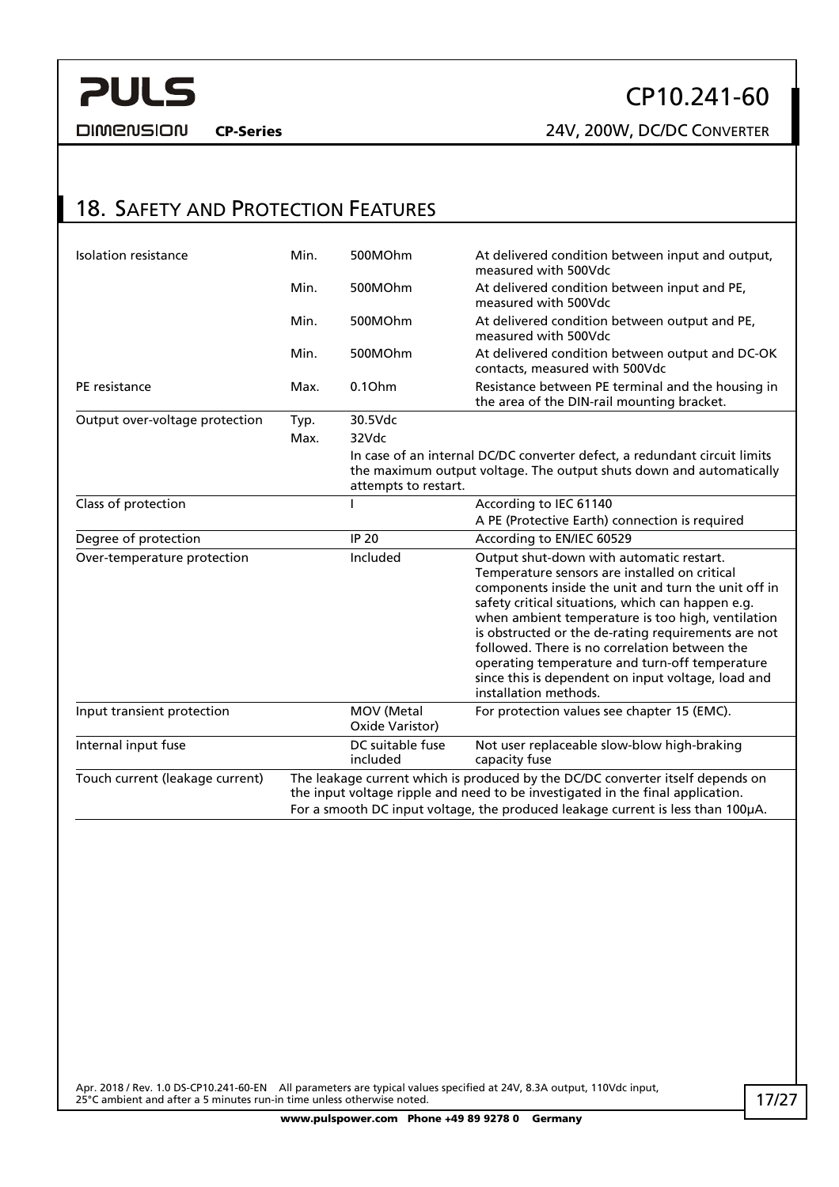## 18. Safety and Protection Features

| | | | |
|---|---|---|---|
| Isolation resistance | Min. | 500MOhm | At delivered condition between input and output, measured with 500Vdc |
| | Min. | 500MOhm | At delivered condition between input and PE, measured with 500Vdc |
| | Min. | 500MOhm | At delivered condition between output and PE, measured with 500Vdc |
| | Min. | 500MOhm | At delivered condition between output and DC-OK contacts, measured with 500Vdc |
| PE resistance | Max. | 0.1Ohm | Resistance between PE terminal and the housing in the area of the DIN-rail mounting bracket. |
| Output over-voltage protection | Typ. | 30.5Vdc | |
| | Max. | 32Vdc | |
| | | In case of an internal DC/DC converter defect, a redundant circuit limits the maximum output voltage. The output shuts down and automatically attempts to restart. | |
| Class of protection | | I | According to IEC 61140<br>A PE (Protective Earth) connection is required |
| Degree of protection | | IP 20 | According to EN/IEC 60529 |
| Over-temperature protection | | Included | Output shut-down with automatic restart. Temperature sensors are installed on critical components inside the unit and turn the unit off in safety critical situations, which can happen e.g. when ambient temperature is too high, ventilation is obstructed or the de-rating requirements are not followed. There is no correlation between the operating temperature and turn-off temperature since this is dependent on input voltage, load and installation methods. |
| Input transient protection | | MOV (Metal Oxide Varistor) | For protection values see chapter 15 (EMC). |
| Internal input fuse | | DC suitable fuse included | Not user replaceable slow-blow high-braking capacity fuse |
| Touch current (leakage current) | | The leakage current which is produced by the DC/DC converter itself depends on the input voltage ripple and need to be investigated in the final application.<br>For a smooth DC input voltage, the produced leakage current is less than 100µA. | |

Apr. 2018 / Rev. 1.0 DS-CP10.241-60-EN All parameters are typical values specified at 24V, 8.3A output, 110Vdc input, 25°C ambient and after a 5 minutes run-in time unless otherwise noted.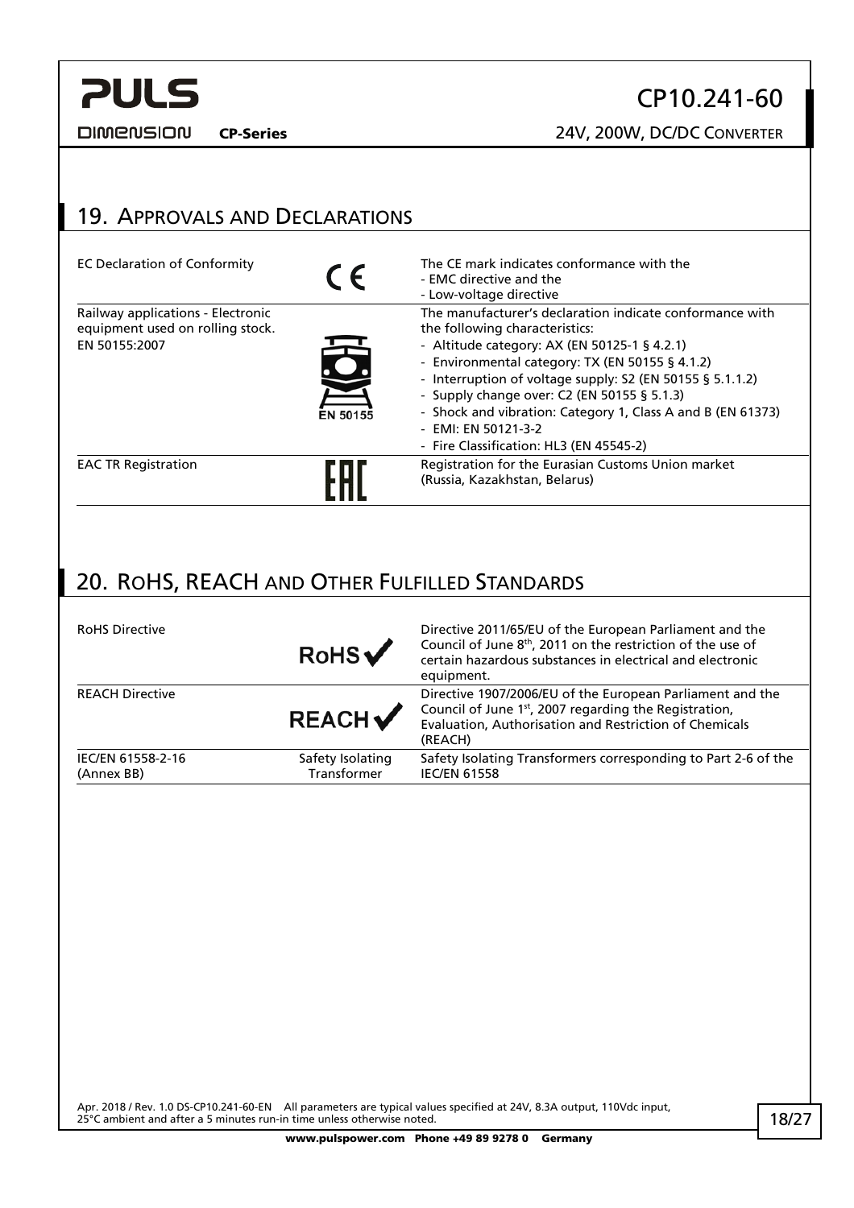## 19. Approvals and Declarations

| | | |
|---|---|---|
| EC Declaration of Conformity | CE | The CE mark indicates conformance with the<br>- EMC directive and the<br>- Low-voltage directive |
| Railway applications - Electronic equipment used on rolling stock.<br>EN 50155:2007 | EN 50155 | The manufacturer's declaration indicate conformance with the following characteristics:<br>- Altitude category: AX (EN 50125-1 § 4.2.1)<br>- Environmental category: TX (EN 50155 § 4.1.2)<br>- Interruption of voltage supply: S2 (EN 50155 § 5.1.1.2)<br>- Supply change over: C2 (EN 50155 § 5.1.3)<br>- Shock and vibration: Category 1, Class A and B (EN 61373)<br>- EMI: EN 50121-3-2<br>- Fire Classification: HL3 (EN 45545-2) |
| EAC TR Registration | EAC | Registration for the Eurasian Customs Union market (Russia, Kazakhstan, Belarus) |

## 20. RoHS, REACH and Other Fulfilled Standards

| | | |
|---|---|---|
| RoHS Directive | RoHS ✔ | Directive 2011/65/EU of the European Parliament and the Council of June 8th, 2011 on the restriction of the use of certain hazardous substances in electrical and electronic equipment. |
| REACH Directive | REACH ✔ | Directive 1907/2006/EU of the European Parliament and the Council of June 1st, 2007 regarding the Registration, Evaluation, Authorisation and Restriction of Chemicals (REACH) |
| IEC/EN 61558-2-16 (Annex BB) | Safety Isolating Transformer | Safety Isolating Transformers corresponding to Part 2-6 of the IEC/EN 61558 |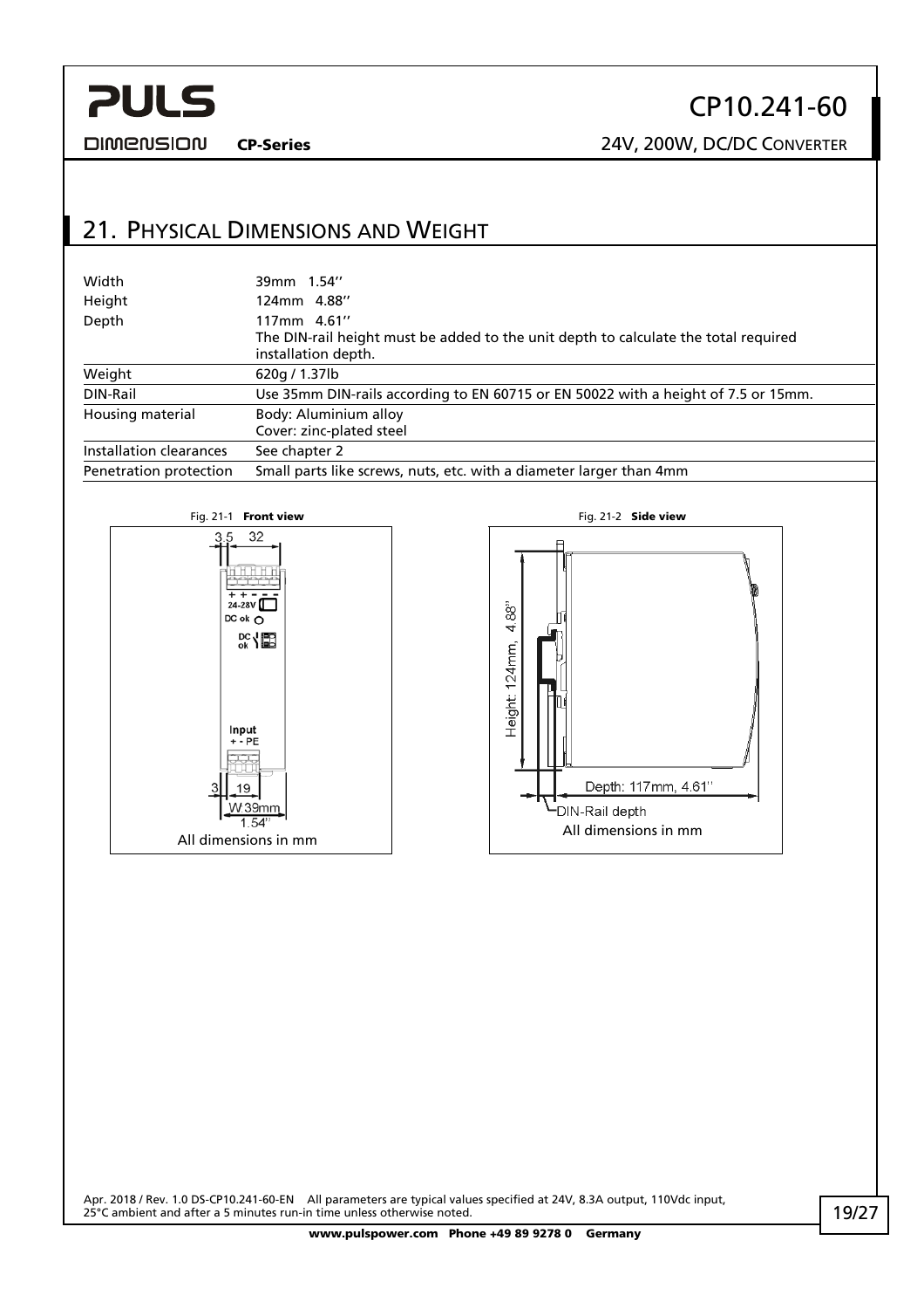## 21. Physical Dimensions and Weight

| | |
|---|---|
| Width | 39mm 1.54'' |
| Height | 124mm 4.88'' |
| Depth | 117mm 4.61''<br>The DIN-rail height must be added to the unit depth to calculate the total required installation depth. |
| Weight | 620g / 1.37lb |
| DIN-Rail | Use 35mm DIN-rails according to EN 60715 or EN 50022 with a height of 7.5 or 15mm. |
| Housing material | Body: Aluminium alloy<br>Cover: zinc-plated steel |
| Installation clearances | See chapter 2 |
| Penetration protection | Small parts like screws, nuts, etc. with a diameter larger than 4mm |

Fig. 21-1 **Front view**

All dimensions in mm

Fig. 21-2 **Side view**

All dimensions in mm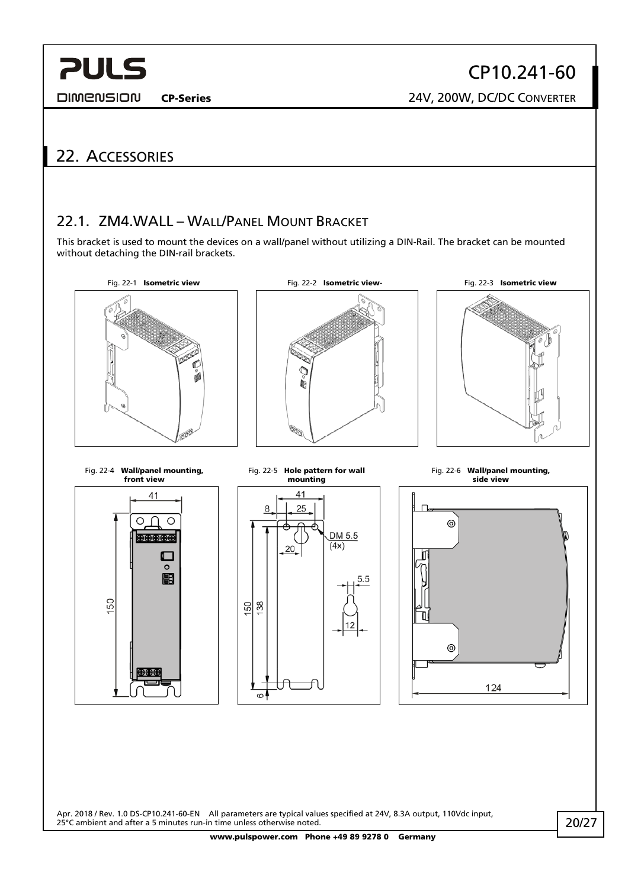## 22. Accessories

### 22.1. ZM4.WALL – Wall/Panel Mount Bracket

This bracket is used to mount the devices on a wall/panel without utilizing a DIN-Rail. The bracket can be mounted without detaching the DIN-rail brackets.

Fig. 22-1 **Isometric view**

Fig. 22-2 **Isometric view-**

Fig. 22-3 **Isometric view**

Fig. 22-4 **Wall/panel mounting, front view**

Fig. 22-5 **Hole pattern for wall mounting**

Fig. 22-6 **Wall/panel mounting, side view**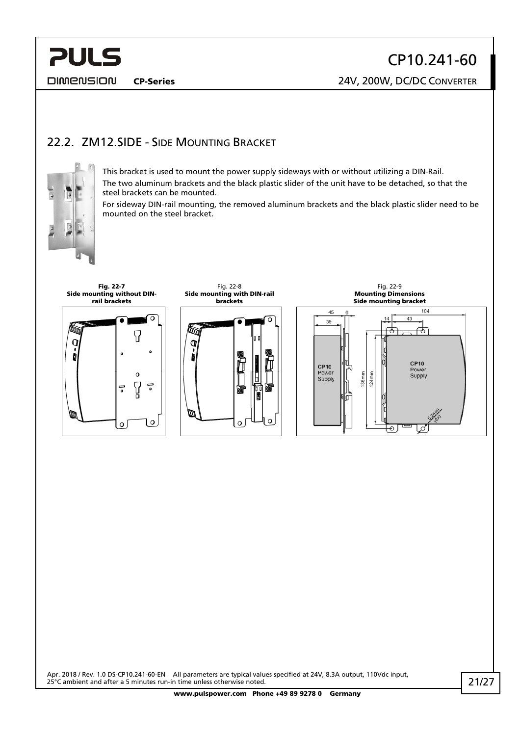## 22.2. ZM12.SIDE - Side Mounting Bracket

This bracket is used to mount the power supply sideways with or without utilizing a DIN-Rail.

The two aluminum brackets and the black plastic slider of the unit have to be detached, so that the steel brackets can be mounted.

For sideway DIN-rail mounting, the removed aluminum brackets and the black plastic slider need to be mounted on the steel bracket.

**Fig. 22-7 Side mounting without DIN-rail brackets**

Fig. 22-8 **Side mounting with DIN-rail brackets**

Fig. 22-9 **Mounting Dimensions Side mounting bracket**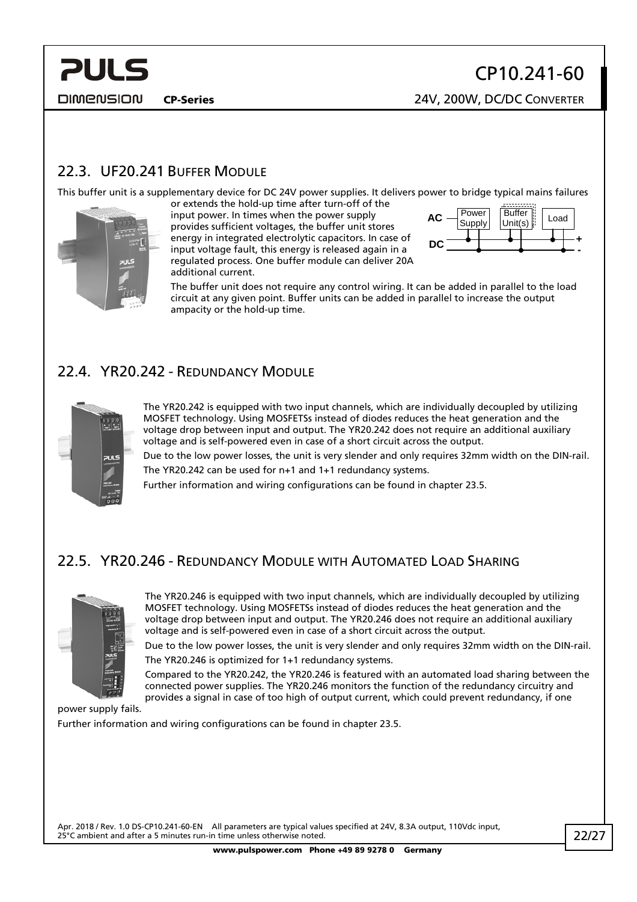## 22.3. UF20.241 Buffer Module

This buffer unit is a supplementary device for DC 24V power supplies. It delivers power to bridge typical mains failures or extends the hold-up time after turn-off of the input power. In times when the power supply provides sufficient voltages, the buffer unit stores energy in integrated electrolytic capacitors. In case of input voltage fault, this energy is released again in a regulated process. One buffer module can deliver 20A additional current.

The buffer unit does not require any control wiring. It can be added in parallel to the load circuit at any given point. Buffer units can be added in parallel to increase the output ampacity or the hold-up time.

## 22.4. YR20.242 - Redundancy Module

The YR20.242 is equipped with two input channels, which are individually decoupled by utilizing MOSFET technology. Using MOSFETSs instead of diodes reduces the heat generation and the voltage drop between input and output. The YR20.242 does not require an additional auxiliary voltage and is self-powered even in case of a short circuit across the output.

Due to the low power losses, the unit is very slender and only requires 32mm width on the DIN-rail.

The YR20.242 can be used for n+1 and 1+1 redundancy systems.

Further information and wiring configurations can be found in chapter 23.5.

## 22.5. YR20.246 - Redundancy Module with Automated Load Sharing

The YR20.246 is equipped with two input channels, which are individually decoupled by utilizing MOSFET technology. Using MOSFETSs instead of diodes reduces the heat generation and the voltage drop between input and output. The YR20.246 does not require an additional auxiliary voltage and is self-powered even in case of a short circuit across the output.

Due to the low power losses, the unit is very slender and only requires 32mm width on the DIN-rail.

The YR20.246 is optimized for 1+1 redundancy systems.

Compared to the YR20.242, the YR20.246 is featured with an automated load sharing between the connected power supplies. The YR20.246 monitors the function of the redundancy circuitry and provides a signal in case of too high of output current, which could prevent redundancy, if one power supply fails.

Further information and wiring configurations can be found in chapter 23.5.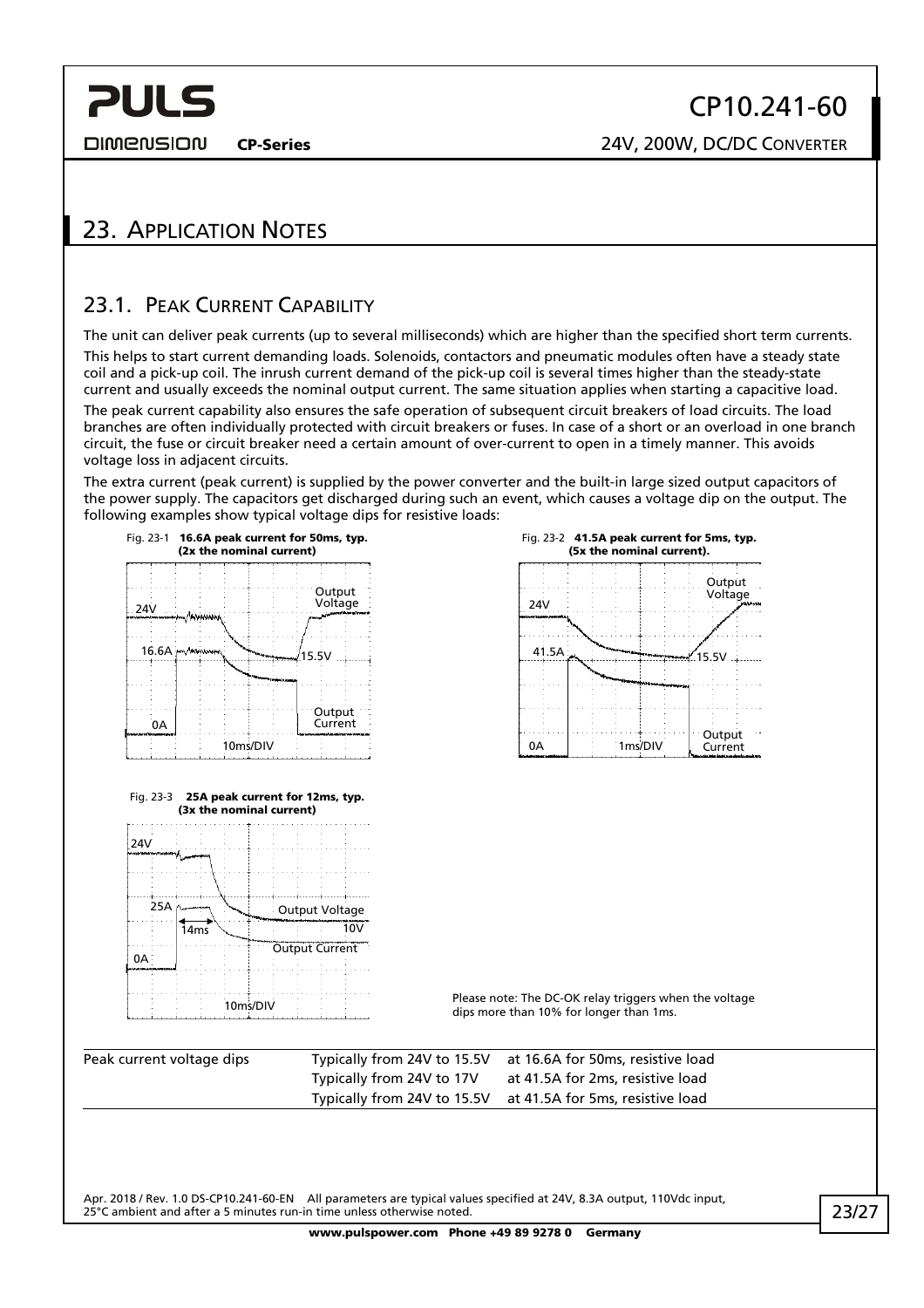# 23. Application Notes

## 23.1. Peak Current Capability

The unit can deliver peak currents (up to several milliseconds) which are higher than the specified short term currents.

This helps to start current demanding loads. Solenoids, contactors and pneumatic modules often have a steady state coil and a pick-up coil. The inrush current demand of the pick-up coil is several times higher than the steady-state current and usually exceeds the nominal output current. The same situation applies when starting a capacitive load.

The peak current capability also ensures the safe operation of subsequent circuit breakers of load circuits. The load branches are often individually protected with circuit breakers or fuses. In case of a short or an overload in one branch circuit, the fuse or circuit breaker need a certain amount of over-current to open in a timely manner. This avoids voltage loss in adjacent circuits.

The extra current (peak current) is supplied by the power converter and the built-in large sized output capacitors of the power supply. The capacitors get discharged during such an event, which causes a voltage dip on the output. The following examples show typical voltage dips for resistive loads:

Fig. 23-1 **16.6A peak current for 50ms, typ. (2x the nominal current)**

Fig. 23-2 **41.5A peak current for 5ms, typ. (5x the nominal current).**

Fig. 23-3 **25A peak current for 12ms, typ. (3x the nominal current)**

Please note: The DC-OK relay triggers when the voltage dips more than 10% for longer than 1ms.

| | | |
|---|---|---|
| Peak current voltage dips | Typically from 24V to 15.5V | at 16.6A for 50ms, resistive load |
| | Typically from 24V to 17V | at 41.5A for 2ms, resistive load |
| | Typically from 24V to 15.5V | at 41.5A for 5ms, resistive load |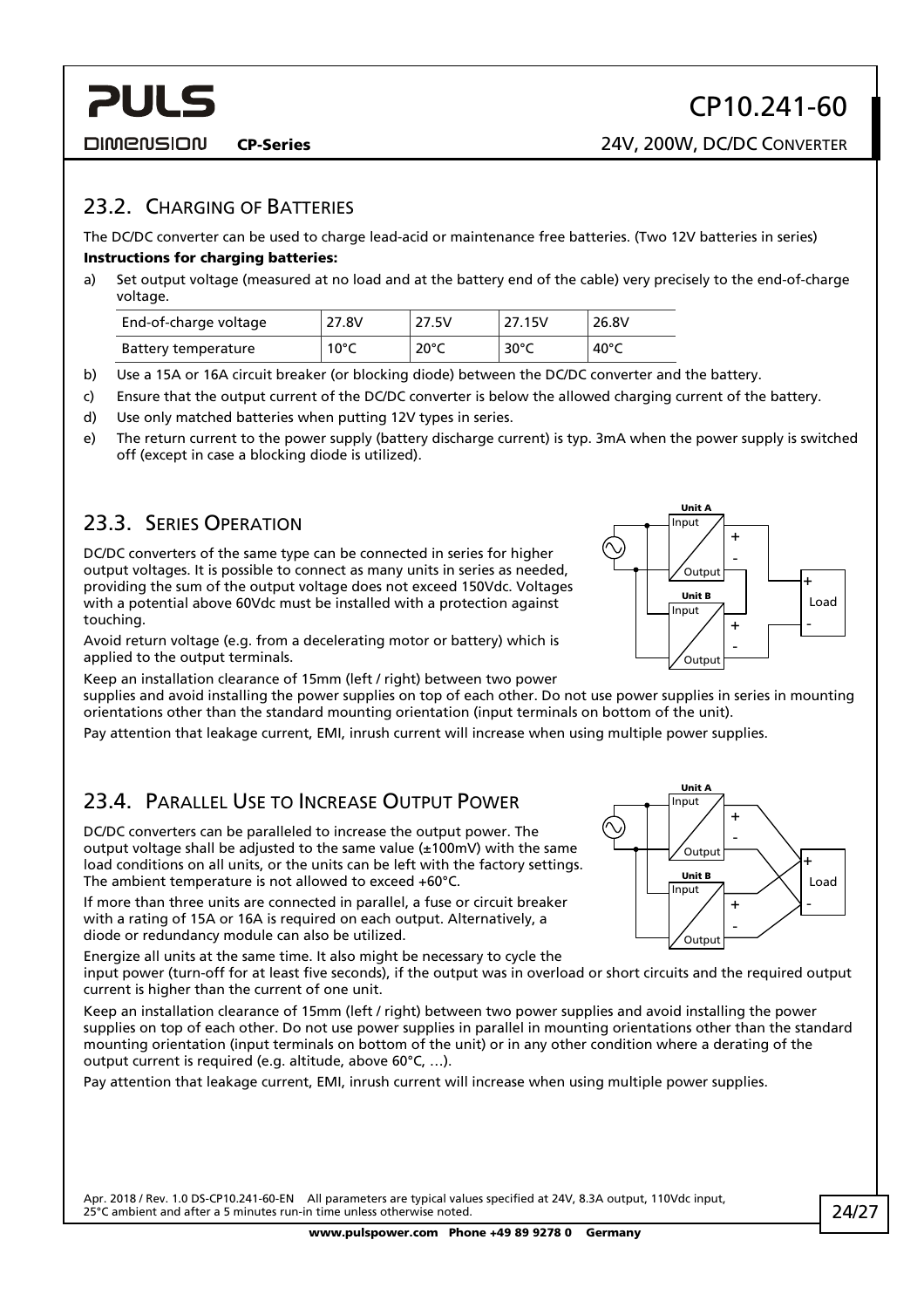## 23.2. Charging of Batteries

The DC/DC converter can be used to charge lead-acid or maintenance free batteries. (Two 12V batteries in series)

**Instructions for charging batteries:**

a) Set output voltage (measured at no load and at the battery end of the cable) very precisely to the end-of-charge voltage.

| End-of-charge voltage | 27.8V | 27.5V | 27.15V | 26.8V |
|---|---|---|---|---|
| Battery temperature | 10°C | 20°C | 30°C | 40°C |

b) Use a 15A or 16A circuit breaker (or blocking diode) between the DC/DC converter and the battery.

c) Ensure that the output current of the DC/DC converter is below the allowed charging current of the battery.

d) Use only matched batteries when putting 12V types in series.

e) The return current to the power supply (battery discharge current) is typ. 3mA when the power supply is switched off (except in case a blocking diode is utilized).

## 23.3. Series Operation

DC/DC converters of the same type can be connected in series for higher output voltages. It is possible to connect as many units in series as needed, providing the sum of the output voltage does not exceed 150Vdc. Voltages with a potential above 60Vdc must be installed with a protection against touching.

Avoid return voltage (e.g. from a decelerating motor or battery) which is applied to the output terminals.

Keep an installation clearance of 15mm (left / right) between two power supplies and avoid installing the power supplies on top of each other. Do not use power supplies in series in mounting orientations other than the standard mounting orientation (input terminals on bottom of the unit).

Pay attention that leakage current, EMI, inrush current will increase when using multiple power supplies.

## 23.4. Parallel Use to Increase Output Power

DC/DC converters can be paralleled to increase the output power. The output voltage shall be adjusted to the same value (±100mV) with the same load conditions on all units, or the units can be left with the factory settings. The ambient temperature is not allowed to exceed +60°C.

If more than three units are connected in parallel, a fuse or circuit breaker with a rating of 15A or 16A is required on each output. Alternatively, a diode or redundancy module can also be utilized.

Energize all units at the same time. It also might be necessary to cycle the input power (turn-off for at least five seconds), if the output was in overload or short circuits and the required output current is higher than the current of one unit.

Keep an installation clearance of 15mm (left / right) between two power supplies and avoid installing the power supplies on top of each other. Do not use power supplies in parallel in mounting orientations other than the standard mounting orientation (input terminals on bottom of the unit) or in any other condition where a derating of the output current is required (e.g. altitude, above 60°C, …).

Pay attention that leakage current, EMI, inrush current will increase when using multiple power supplies.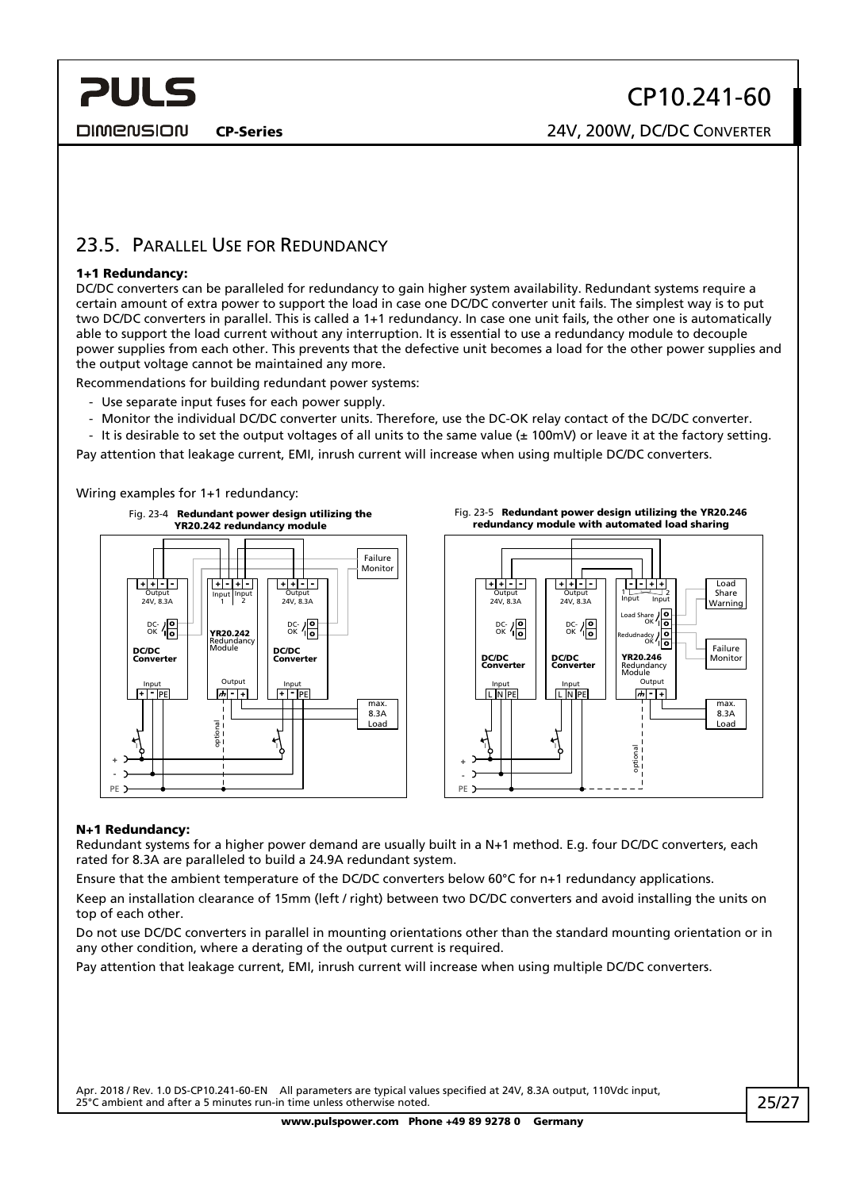## 23.5. Parallel Use for Redundancy

**1+1 Redundancy:**

DC/DC converters can be paralleled for redundancy to gain higher system availability. Redundant systems require a certain amount of extra power to support the load in case one DC/DC converter unit fails. The simplest way is to put two DC/DC converters in parallel. This is called a 1+1 redundancy. In case one unit fails, the other one is automatically able to support the load current without any interruption. It is essential to use a redundancy module to decouple power supplies from each other. This prevents that the defective unit becomes a load for the other power supplies and the output voltage cannot be maintained any more.

Recommendations for building redundant power systems:

- Use separate input fuses for each power supply.
- Monitor the individual DC/DC converter units. Therefore, use the DC-OK relay contact of the DC/DC converter.
- It is desirable to set the output voltages of all units to the same value (± 100mV) or leave it at the factory setting.

Pay attention that leakage current, EMI, inrush current will increase when using multiple DC/DC converters.

Wiring examples for 1+1 redundancy:

Fig. 23-4 **Redundant power design utilizing the YR20.242 redundancy module**

Fig. 23-5 **Redundant power design utilizing the YR20.246 redundancy module with automated load sharing**

**N+1 Redundancy:**

Redundant systems for a higher power demand are usually built in a N+1 method. E.g. four DC/DC converters, each rated for 8.3A are paralleled to build a 24.9A redundant system.

Ensure that the ambient temperature of the DC/DC converters below 60°C for n+1 redundancy applications.

Keep an installation clearance of 15mm (left / right) between two DC/DC converters and avoid installing the units on top of each other.

Do not use DC/DC converters in parallel in mounting orientations other than the standard mounting orientation or in any other condition, where a derating of the output current is required.

Pay attention that leakage current, EMI, inrush current will increase when using multiple DC/DC converters.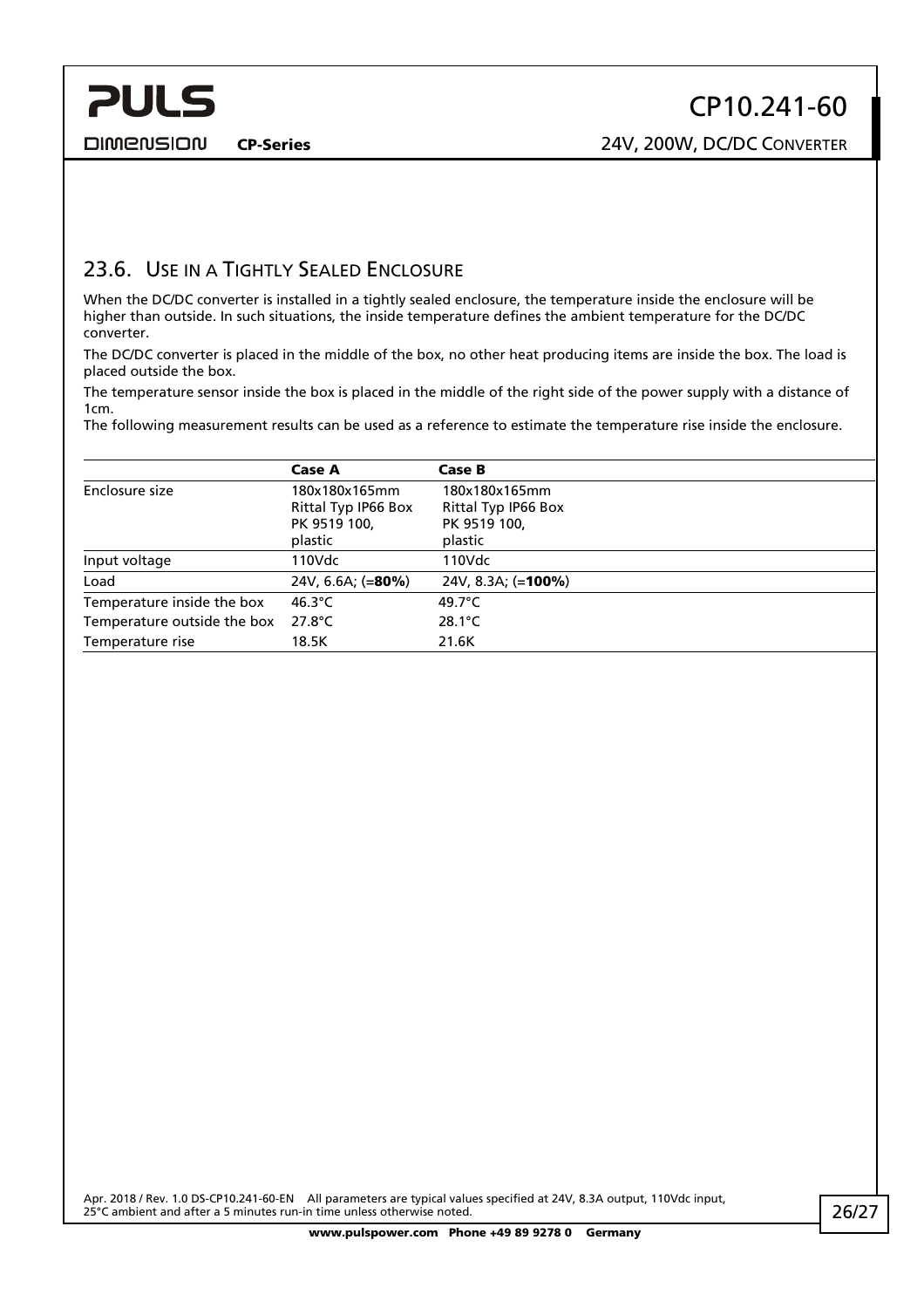## 23.6. USE IN A TIGHTLY SEALED ENCLOSURE

When the DC/DC converter is installed in a tightly sealed enclosure, the temperature inside the enclosure will be higher than outside. In such situations, the inside temperature defines the ambient temperature for the DC/DC converter.

The DC/DC converter is placed in the middle of the box, no other heat producing items are inside the box. The load is placed outside the box.

The temperature sensor inside the box is placed in the middle of the right side of the power supply with a distance of 1cm.

The following measurement results can be used as a reference to estimate the temperature rise inside the enclosure.

| | **Case A** | **Case B** |
|---|---|---|
| Enclosure size | 180x180x165mm Rittal Typ IP66 Box PK 9519 100, plastic | 180x180x165mm Rittal Typ IP66 Box PK 9519 100, plastic |
| Input voltage | 110Vdc | 110Vdc |
| Load | 24V, 6.6A; (=**80%**) | 24V, 8.3A; (=**100%**) |
| Temperature inside the box | 46.3°C | 49.7°C |
| Temperature outside the box | 27.8°C | 28.1°C |
| Temperature rise | 18.5K | 21.6K |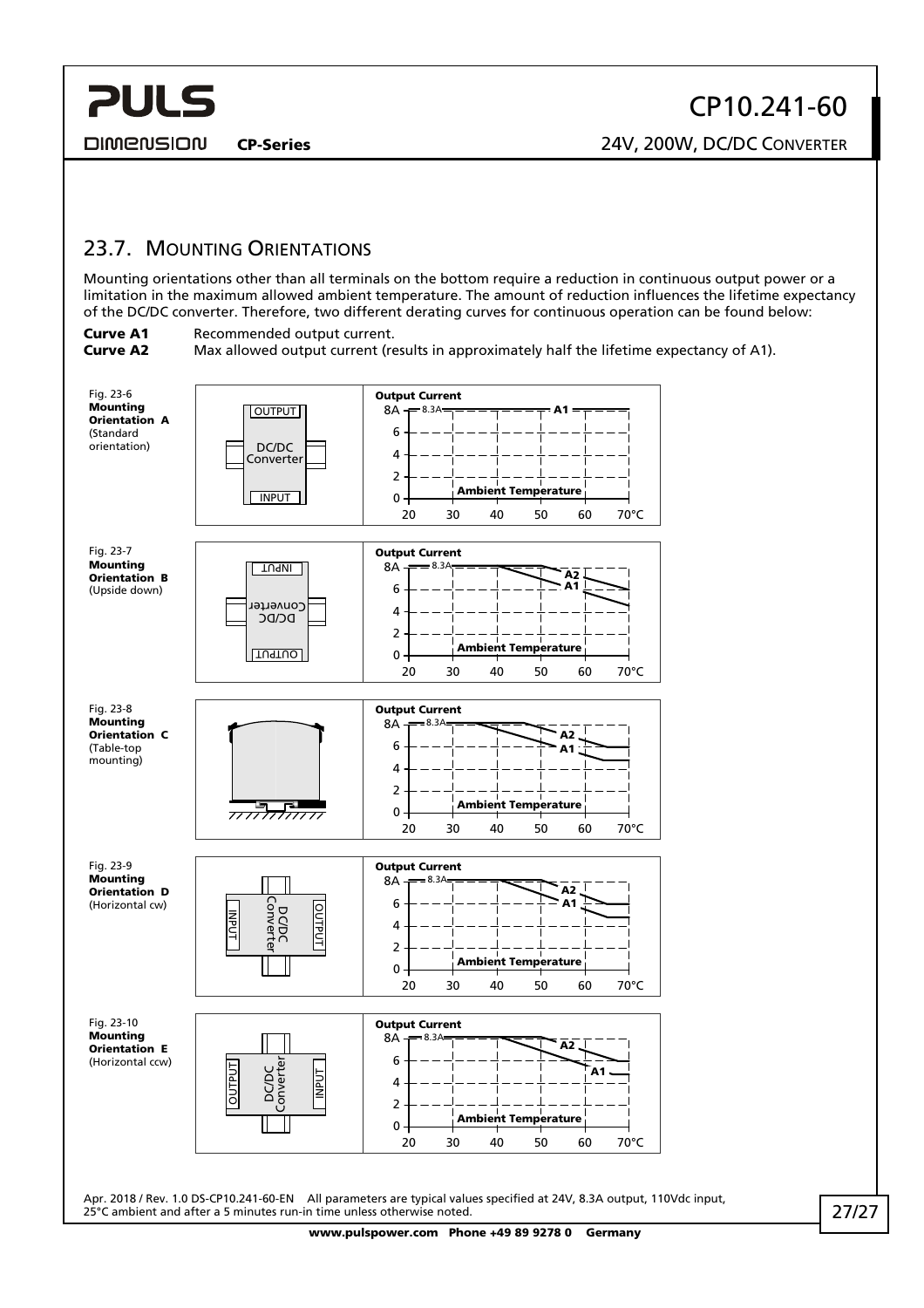## 23.7. Mounting Orientations

Mounting orientations other than all terminals on the bottom require a reduction in continuous output power or a limitation in the maximum allowed ambient temperature. The amount of reduction influences the lifetime expectancy of the DC/DC converter. Therefore, two different derating curves for continuous operation can be found below:

**Curve A1** Recommended output current.
**Curve A2** Max allowed output current (results in approximately half the lifetime expectancy of A1).

Fig. 23-6
**Mounting Orientation A**
(Standard orientation)

OUTPUT
DC/DC Converter
INPUT

Output Current
8A 8.3A A1
6
4
2
0
Ambient Temperature
20 30 40 50 60 70°C

Fig. 23-7
**Mounting Orientation B**
(Upside down)

INPUT
DC/DC Converter
OUTPUT

Output Current
8A 8.3A
A2
A1
6
4
2
0
Ambient Temperature
20 30 40 50 60 70°C

Fig. 23-8
**Mounting Orientation C**
(Table-top mounting)

Output Current
8A 8.3A
A2
A1
6
4
2
0
Ambient Temperature
20 30 40 50 60 70°C

Fig. 23-9
**Mounting Orientation D**
(Horizontal cw)

INPUT
DC/DC Converter
OUTPUT

Output Current
8A 8.3A
A2
A1
6
4
2
0
Ambient Temperature
20 30 40 50 60 70°C

Fig. 23-10
**Mounting Orientation E**
(Horizontal ccw)

OUTPUT
DC/DC Converter
INPUT

Output Current
8A 8.3A
A2
A1
6
4
2
0
Ambient Temperature
20 30 40 50 60 70°C